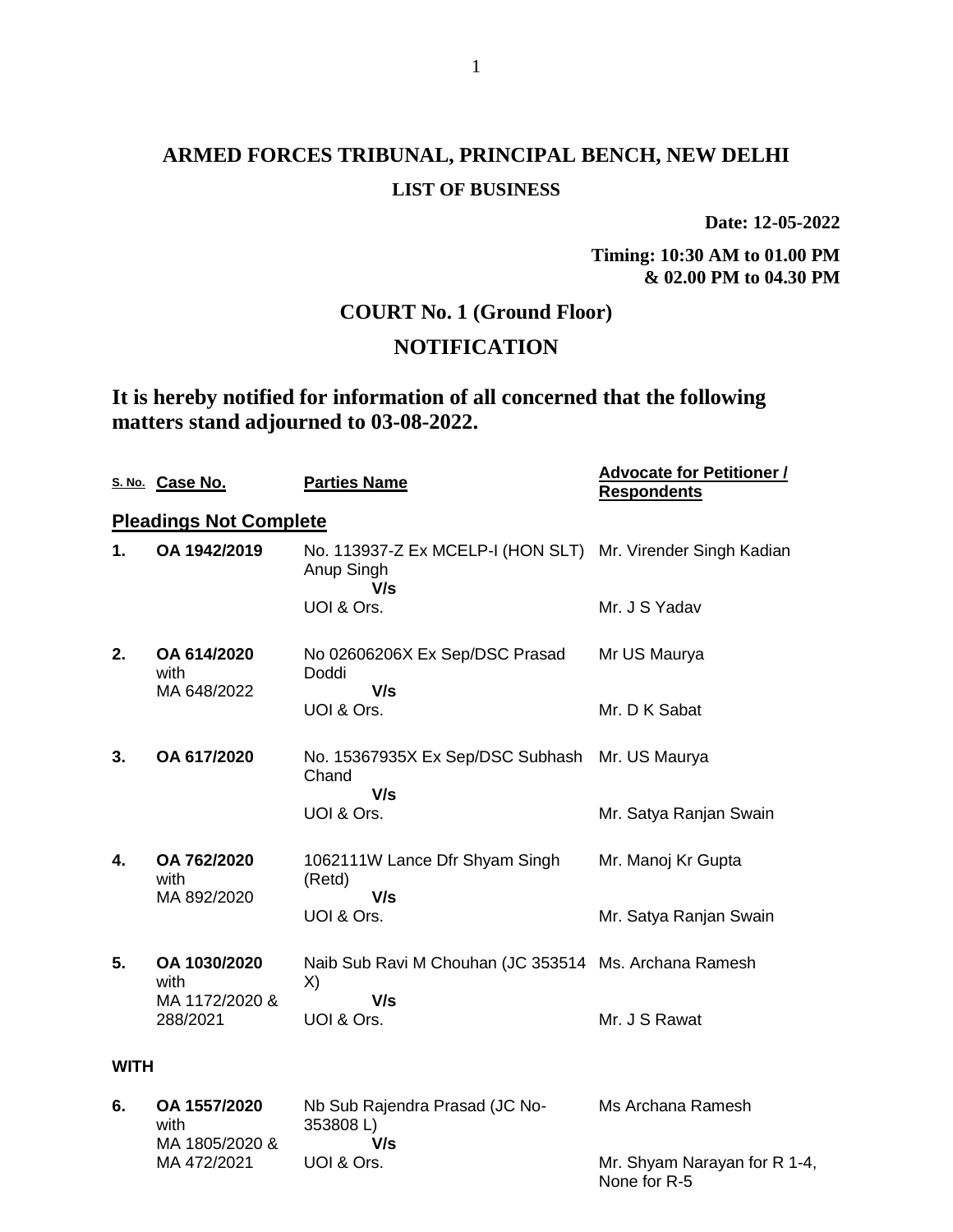# ARMED FORCES TRIBUNAL, PRINCIPAL BENCH, NEW DELHI

## LIST OF BUSINESS

**Date: 12-05-2022**

**Timing: 10:30 AM to 01.00 PM & 02.00 PM to 04.30 PM**

## COURT No. 1 (Ground Floor)

## NOTIFICATION

**It is hereby notified for information of all concerned that the following matters stand adjourned to 03-08-2022.**

| S. No. | Case No. | Parties Name | Advocate for Petitioner / Respondents |
|---|---|---|---|
| **Pleadings Not Complete** | | | |
| **1.** | **OA 1942/2019** | No. 113937-Z Ex MCELP-I (HON SLT) Anup Singh **V/s** UOI & Ors. | Mr. Virender Singh Kadian<br>Mr. J S Yadav |
| **2.** | **OA 614/2020** with MA 648/2022 | No 02606206X Ex Sep/DSC Prasad Doddi **V/s** UOI & Ors. | Mr US Maurya<br>Mr. D K Sabat |
| **3.** | **OA 617/2020** | No. 15367935X Ex Sep/DSC Subhash Chand **V/s** UOI & Ors. | Mr. US Maurya<br>Mr. Satya Ranjan Swain |
| **4.** | **OA 762/2020** with MA 892/2020 | 1062111W Lance Dfr Shyam Singh (Retd) **V/s** UOI & Ors. | Mr. Manoj Kr Gupta<br>Mr. Satya Ranjan Swain |
| **5.** | **OA 1030/2020** with MA 1172/2020 & 288/2021 | Naib Sub Ravi M Chouhan (JC 353514 X) **V/s** UOI & Ors. | Ms. Archana Ramesh<br>Mr. J S Rawat |
| **WITH** | | | |
| **6.** | **OA 1557/2020** with MA 1805/2020 & MA 472/2021 | Nb Sub Rajendra Prasad (JC No-353808 L) **V/s** UOI & Ors. | Ms Archana Ramesh<br>Mr. Shyam Narayan for R 1-4, None for R-5 |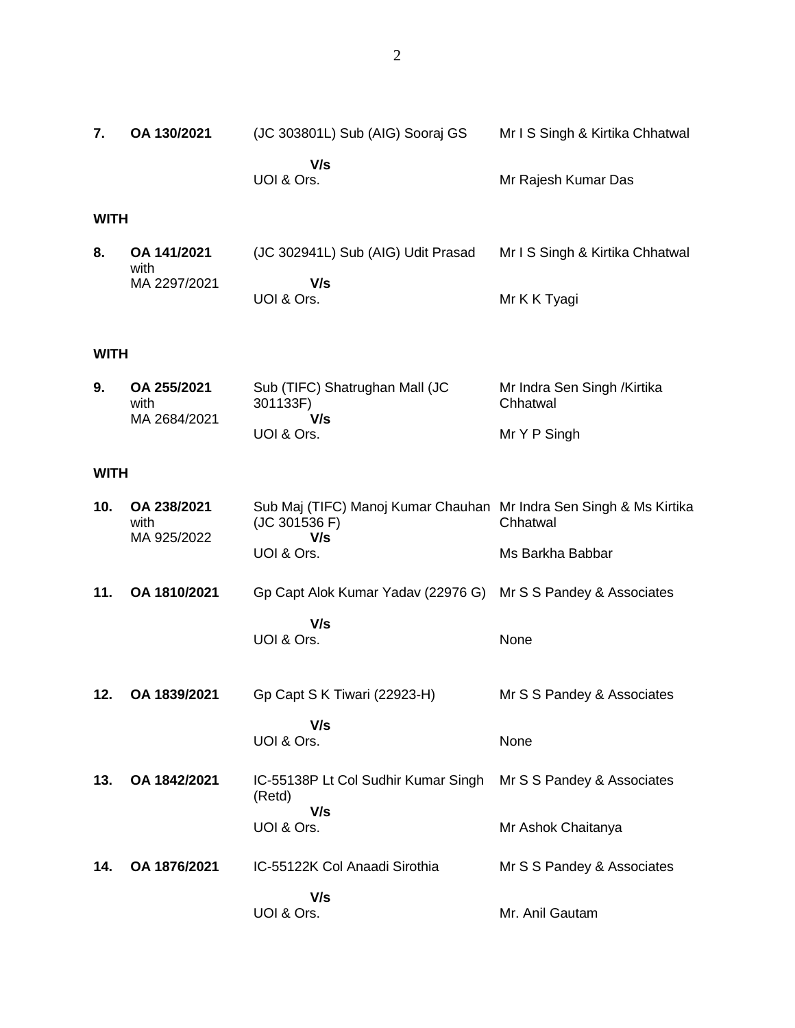| | | | |
|---|---|---|---|
| **7.** | **OA 130/2021** | (JC 303801L) Sub (AIG) Sooraj GS<br>**V/s**<br>UOI & Ors. | Mr I S Singh & Kirtika Chhatwal<br><br>Mr Rajesh Kumar Das |

**WITH**

| | | | |
|---|---|---|---|
| **8.** | **OA 141/2021**<br>with<br>MA 2297/2021 | (JC 302941L) Sub (AIG) Udit Prasad<br>**V/s**<br>UOI & Ors. | Mr I S Singh & Kirtika Chhatwal<br><br>Mr K K Tyagi |

**WITH**

| | | | |
|---|---|---|---|
| **9.** | **OA 255/2021**<br>with<br>MA 2684/2021 | Sub (TIFC) Shatrughan Mall (JC 301133F)<br>**V/s**<br>UOI & Ors. | Mr Indra Sen Singh /Kirtika Chhatwal<br><br>Mr Y P Singh |

**WITH**

| | | | |
|---|---|---|---|
| **10.** | **OA 238/2021**<br>with<br>MA 925/2022 | Sub Maj (TIFC) Manoj Kumar Chauhan (JC 301536 F)<br>**V/s**<br>UOI & Ors. | Mr Indra Sen Singh & Ms Kirtika Chhatwal<br><br>Ms Barkha Babbar |
| **11.** | **OA 1810/2021** | Gp Capt Alok Kumar Yadav (22976 G)<br>**V/s**<br>UOI & Ors. | Mr S S Pandey & Associates<br><br>None |
| **12.** | **OA 1839/2021** | Gp Capt S K Tiwari (22923-H)<br>**V/s**<br>UOI & Ors. | Mr S S Pandey & Associates<br><br>None |
| **13.** | **OA 1842/2021** | IC-55138P Lt Col Sudhir Kumar Singh (Retd)<br>**V/s**<br>UOI & Ors. | Mr S S Pandey & Associates<br><br>Mr Ashok Chaitanya |
| **14.** | **OA 1876/2021** | IC-55122K Col Anaadi Sirothia<br>**V/s**<br>UOI & Ors. | Mr S S Pandey & Associates<br><br>Mr. Anil Gautam |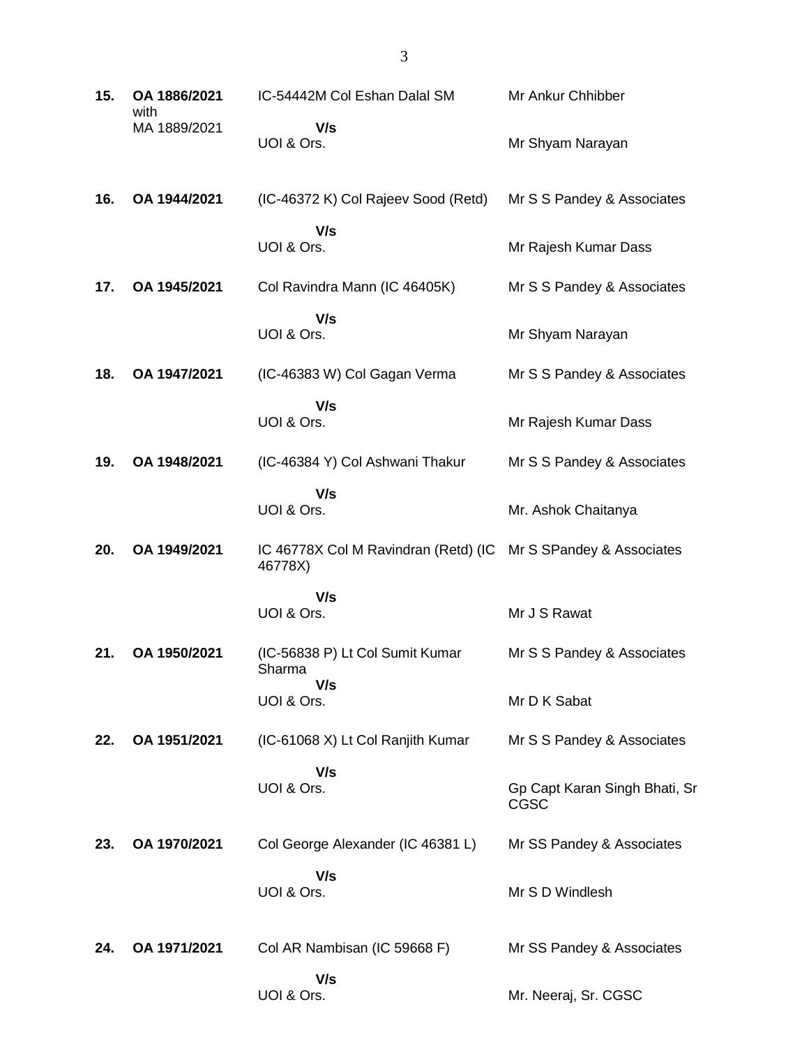| | | | |
|---|---|---|---|
| **15.** | **OA 1886/2021** with MA 1889/2021 | IC-54442M Col Eshan Dalal SM<br>**V/s**<br>UOI & Ors. | Mr Ankur Chhibber<br><br>Mr Shyam Narayan |
| **16.** | **OA 1944/2021** | (IC-46372 K) Col Rajeev Sood (Retd)<br>**V/s**<br>UOI & Ors. | Mr S S Pandey & Associates<br><br>Mr Rajesh Kumar Dass |
| **17.** | **OA 1945/2021** | Col Ravindra Mann (IC 46405K)<br>**V/s**<br>UOI & Ors. | Mr S S Pandey & Associates<br><br>Mr Shyam Narayan |
| **18.** | **OA 1947/2021** | (IC-46383 W) Col Gagan Verma<br>**V/s**<br>UOI & Ors. | Mr S S Pandey & Associates<br><br>Mr Rajesh Kumar Dass |
| **19.** | **OA 1948/2021** | (IC-46384 Y) Col Ashwani Thakur<br>**V/s**<br>UOI & Ors. | Mr S S Pandey & Associates<br><br>Mr. Ashok Chaitanya |
| **20.** | **OA 1949/2021** | IC 46778X Col M Ravindran (Retd) (IC 46778X)<br>**V/s**<br>UOI & Ors. | Mr S SPandey & Associates<br><br>Mr J S Rawat |
| **21.** | **OA 1950/2021** | (IC-56838 P) Lt Col Sumit Kumar Sharma<br>**V/s**<br>UOI & Ors. | Mr S S Pandey & Associates<br><br>Mr D K Sabat |
| **22.** | **OA 1951/2021** | (IC-61068 X) Lt Col Ranjith Kumar<br>**V/s**<br>UOI & Ors. | Mr S S Pandey & Associates<br><br>Gp Capt Karan Singh Bhati, Sr CGSC |
| **23.** | **OA 1970/2021** | Col George Alexander (IC 46381 L)<br>**V/s**<br>UOI & Ors. | Mr SS Pandey & Associates<br><br>Mr S D Windlesh |
| **24.** | **OA 1971/2021** | Col AR Nambisan (IC 59668 F)<br>**V/s**<br>UOI & Ors. | Mr SS Pandey & Associates<br><br>Mr. Neeraj, Sr. CGSC |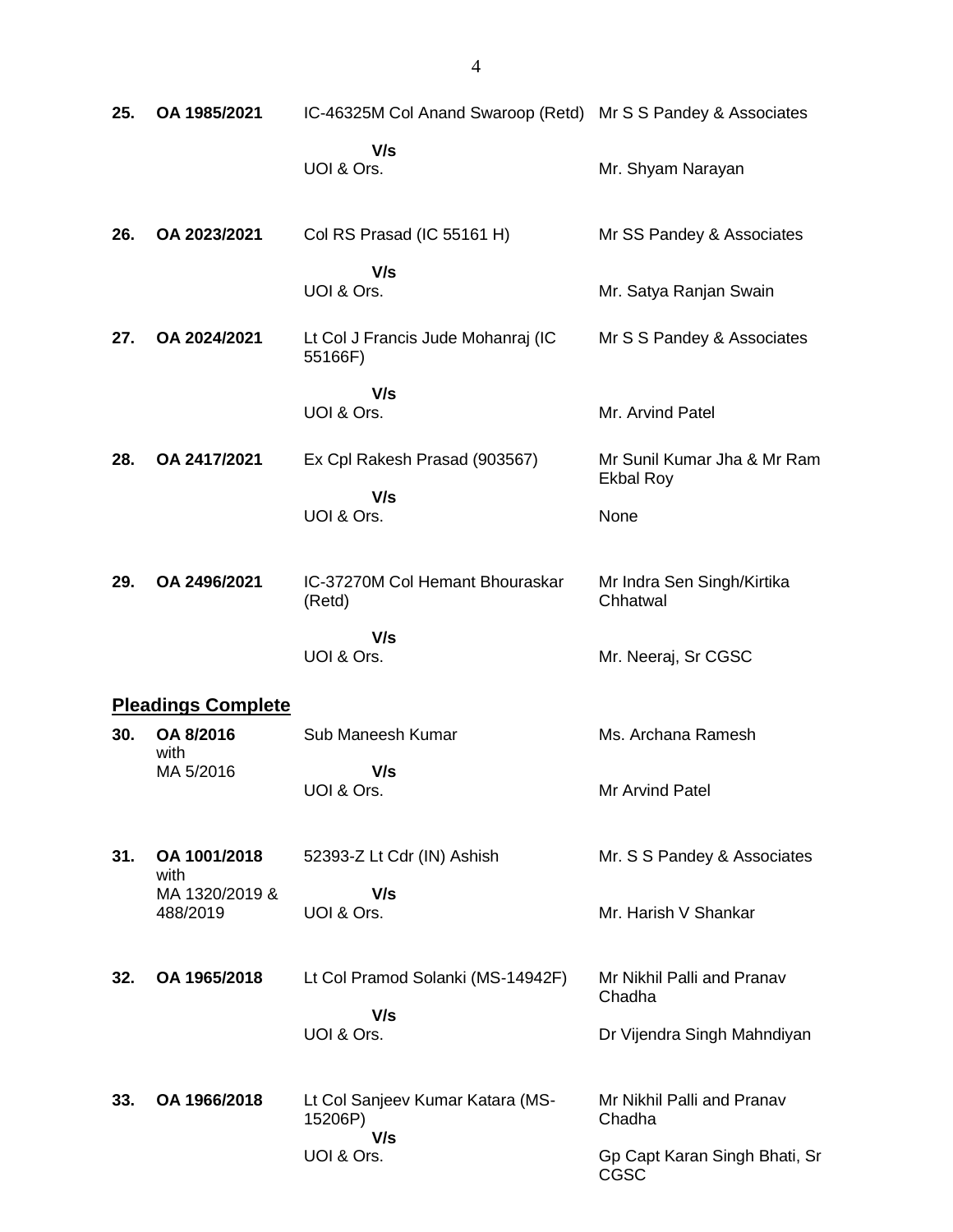| | | | |
|---|---|---|---|
| **25.** | **OA 1985/2021** | IC-46325M Col Anand Swaroop (Retd)<br>**V/s**<br>UOI & Ors. | Mr S S Pandey & Associates<br><br>Mr. Shyam Narayan |
| **26.** | **OA 2023/2021** | Col RS Prasad (IC 55161 H)<br>**V/s**<br>UOI & Ors. | Mr SS Pandey & Associates<br><br>Mr. Satya Ranjan Swain |
| **27.** | **OA 2024/2021** | Lt Col J Francis Jude Mohanraj (IC 55166F)<br>**V/s**<br>UOI & Ors. | Mr S S Pandey & Associates<br><br>Mr. Arvind Patel |
| **28.** | **OA 2417/2021** | Ex Cpl Rakesh Prasad (903567)<br>**V/s**<br>UOI & Ors. | Mr Sunil Kumar Jha & Mr Ram Ekbal Roy<br><br>None |
| **29.** | **OA 2496/2021** | IC-37270M Col Hemant Bhouraskar (Retd)<br>**V/s**<br>UOI & Ors. | Mr Indra Sen Singh/Kirtika Chhatwal<br><br>Mr. Neeraj, Sr CGSC |

## **Pleadings Complete**

| | | | |
|---|---|---|---|
| **30.** | **OA 8/2016** with MA 5/2016 | Sub Maneesh Kumar<br>**V/s**<br>UOI & Ors. | Ms. Archana Ramesh<br><br>Mr Arvind Patel |
| **31.** | **OA 1001/2018** with MA 1320/2019 & 488/2019 | 52393-Z Lt Cdr (IN) Ashish<br>**V/s**<br>UOI & Ors. | Mr. S S Pandey & Associates<br><br>Mr. Harish V Shankar |
| **32.** | **OA 1965/2018** | Lt Col Pramod Solanki (MS-14942F)<br>**V/s**<br>UOI & Ors. | Mr Nikhil Palli and Pranav Chadha<br><br>Dr Vijendra Singh Mahndiyan |
| **33.** | **OA 1966/2018** | Lt Col Sanjeev Kumar Katara (MS-15206P)<br>**V/s**<br>UOI & Ors. | Mr Nikhil Palli and Pranav Chadha<br><br>Gp Capt Karan Singh Bhati, Sr CGSC |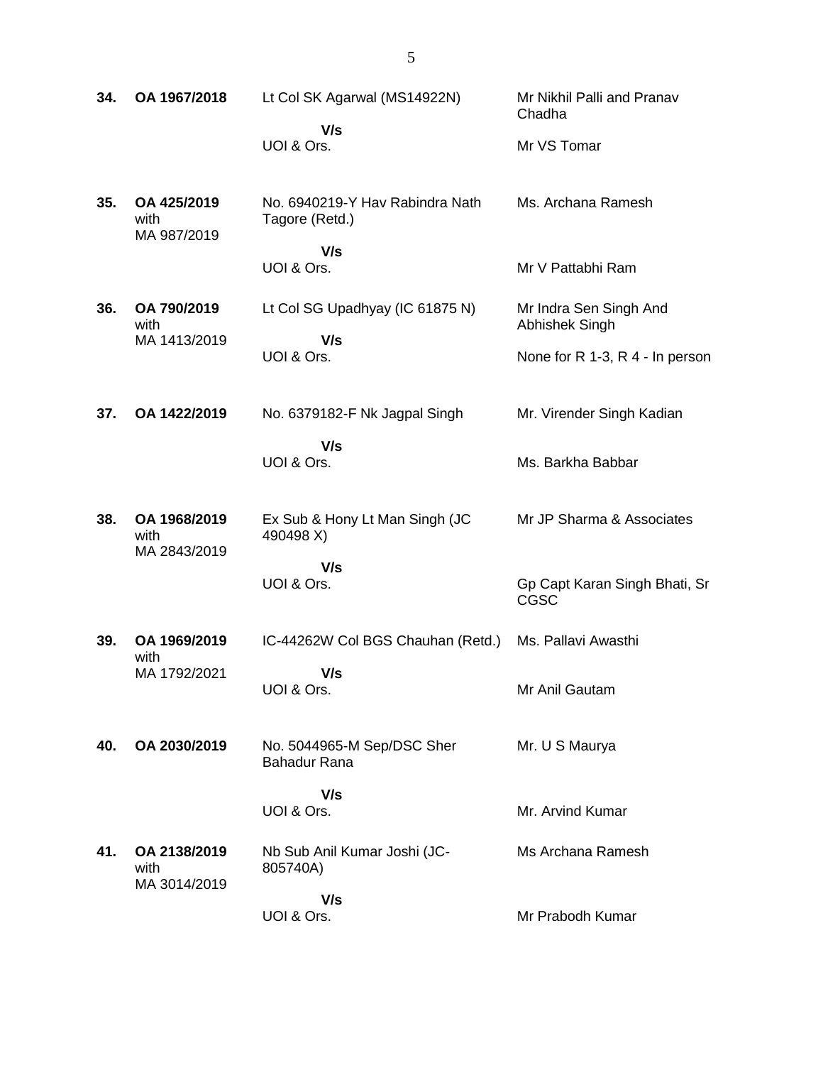| | | | |
|---|---|---|---|
| **34.** | **OA 1967/2018** | Lt Col SK Agarwal (MS14922N)<br>**V/s**<br>UOI & Ors. | Mr Nikhil Palli and Pranav Chadha<br><br>Mr VS Tomar |
| **35.** | **OA 425/2019** with MA 987/2019 | No. 6940219-Y Hav Rabindra Nath Tagore (Retd.)<br>**V/s**<br>UOI & Ors. | Ms. Archana Ramesh<br><br>Mr V Pattabhi Ram |
| **36.** | **OA 790/2019** with MA 1413/2019 | Lt Col SG Upadhyay (IC 61875 N)<br>**V/s**<br>UOI & Ors. | Mr Indra Sen Singh And Abhishek Singh<br><br>None for R 1-3, R 4 - In person |
| **37.** | **OA 1422/2019** | No. 6379182-F Nk Jagpal Singh<br>**V/s**<br>UOI & Ors. | Mr. Virender Singh Kadian<br><br>Ms. Barkha Babbar |
| **38.** | **OA 1968/2019** with MA 2843/2019 | Ex Sub & Hony Lt Man Singh (JC 490498 X)<br>**V/s**<br>UOI & Ors. | Mr JP Sharma & Associates<br><br>Gp Capt Karan Singh Bhati, Sr CGSC |
| **39.** | **OA 1969/2019** with MA 1792/2021 | IC-44262W Col BGS Chauhan (Retd.)<br>**V/s**<br>UOI & Ors. | Ms. Pallavi Awasthi<br><br>Mr Anil Gautam |
| **40.** | **OA 2030/2019** | No. 5044965-M Sep/DSC Sher Bahadur Rana<br>**V/s**<br>UOI & Ors. | Mr. U S Maurya<br><br>Mr. Arvind Kumar |
| **41.** | **OA 2138/2019** with MA 3014/2019 | Nb Sub Anil Kumar Joshi (JC-805740A)<br>**V/s**<br>UOI & Ors. | Ms Archana Ramesh<br><br>Mr Prabodh Kumar |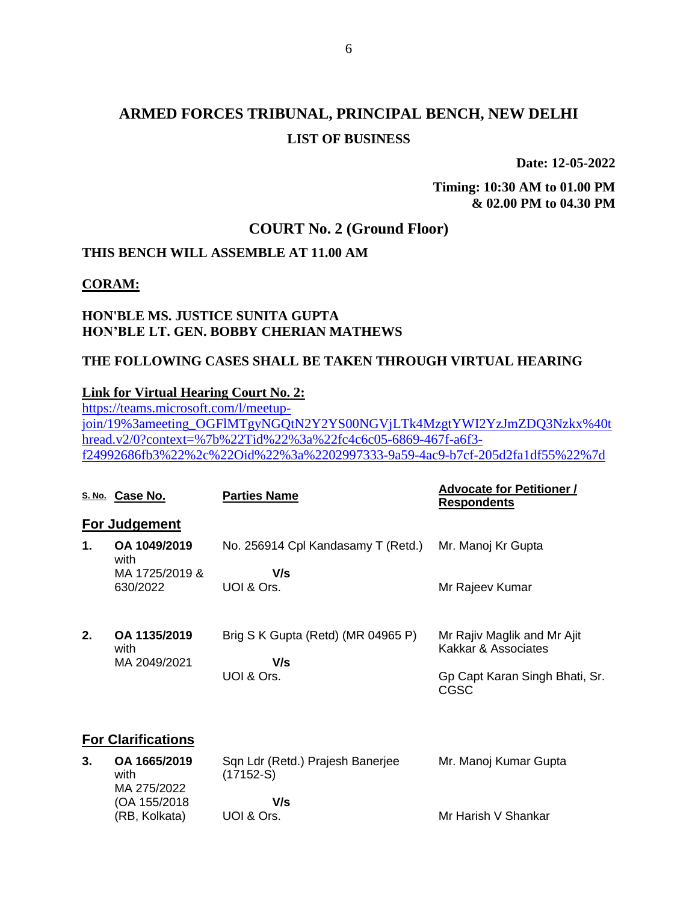# ARMED FORCES TRIBUNAL, PRINCIPAL BENCH, NEW DELHI

## LIST OF BUSINESS

**Date: 12-05-2022**

**Timing: 10:30 AM to 01.00 PM & 02.00 PM to 04.30 PM**

## COURT No. 2 (Ground Floor)

**THIS BENCH WILL ASSEMBLE AT 11.00 AM**

**CORAM:**

**HON'BLE MS. JUSTICE SUNITA GUPTA**
**HON'BLE LT. GEN. BOBBY CHERIAN MATHEWS**

**THE FOLLOWING CASES SHALL BE TAKEN THROUGH VIRTUAL HEARING**

**Link for Virtual Hearing Court No. 2:**
https://teams.microsoft.com/l/meetup-join/19%3ameeting_OGFlMTgyNGQtN2Y2YS00NGVjLTk4MzgtYWI2YzJmZDQ3Nzkx%40thread.v2/0?context=%7b%22Tid%22%3a%22fc4c6c05-6869-467f-a6f3-f24992686fb3%22%2c%22Oid%22%3a%2202997333-9a59-4ac9-b7cf-205d2fa1df55%22%7d

| S. No. | Case No. | Parties Name | Advocate for Petitioner / Respondents |
|---|---|---|---|
| **For Judgement** | | | |
| 1. | OA 1049/2019 with MA 1725/2019 & 630/2022 | No. 256914 Cpl Kandasamy T (Retd.) V/s UOI & Ors. | Mr. Manoj Kr Gupta<br>Mr Rajeev Kumar |
| 2. | OA 1135/2019 with MA 2049/2021 | Brig S K Gupta (Retd) (MR 04965 P) V/s UOI & Ors. | Mr Rajiv Maglik and Mr Ajit Kakkar & Associates<br>Gp Capt Karan Singh Bhati, Sr. CGSC |
| **For Clarifications** | | | |
| 3. | OA 1665/2019 with MA 275/2022 (OA 155/2018 (RB, Kolkata) | Sqn Ldr (Retd.) Prajesh Banerjee (17152-S) V/s UOI & Ors. | Mr. Manoj Kumar Gupta<br>Mr Harish V Shankar |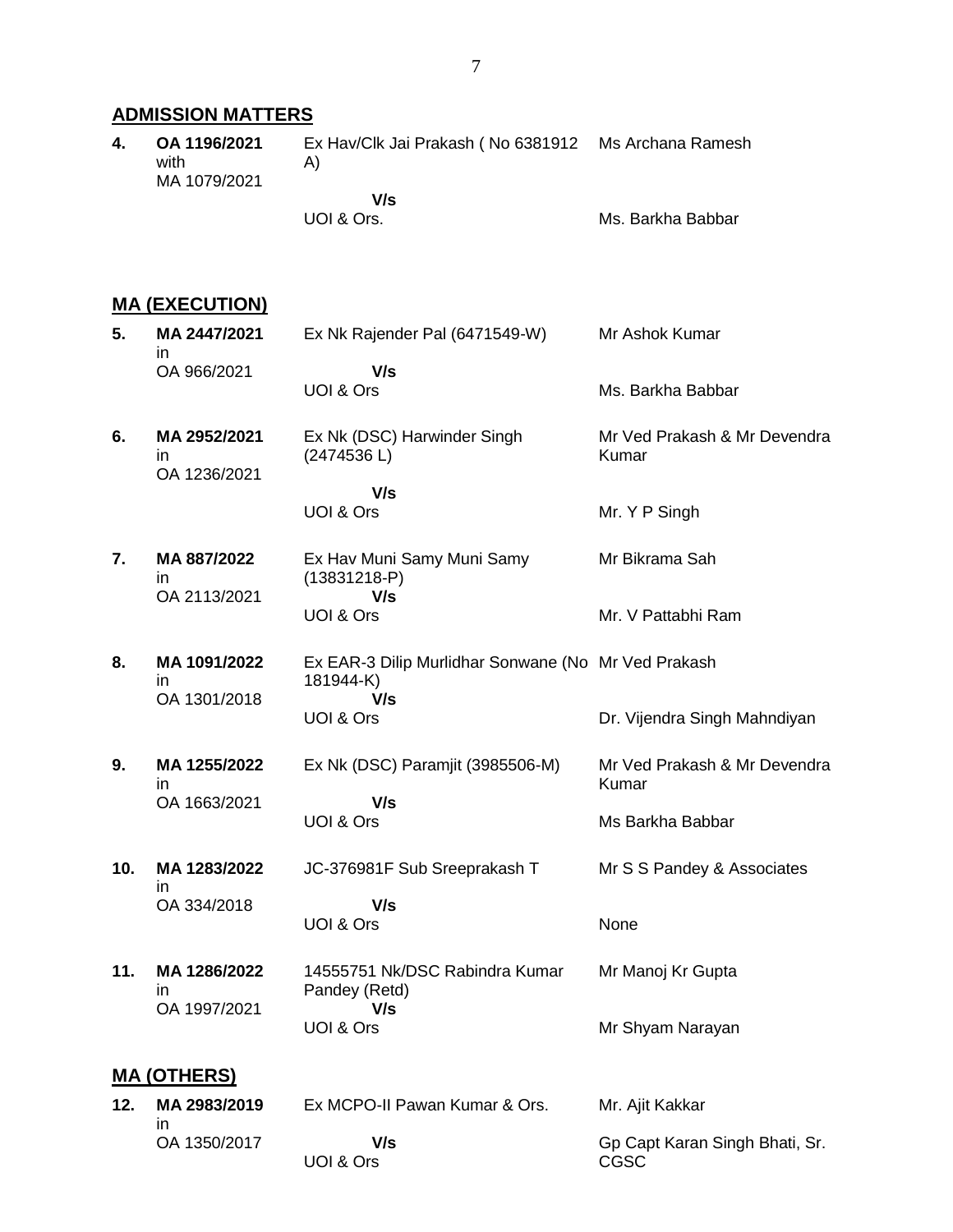## ADMISSION MATTERS

| | | | |
|---|---|---|---|
| **4.** | **OA 1196/2021** with MA 1079/2021 | Ex Hav/Clk Jai Prakash ( No 6381912 A) **V/s** UOI & Ors. | Ms Archana Ramesh<br>Ms. Barkha Babbar |

## MA (EXECUTION)

| | | | |
|---|---|---|---|
| **5.** | **MA 2447/2021** in OA 966/2021 | Ex Nk Rajender Pal (6471549-W) **V/s** UOI & Ors | Mr Ashok Kumar<br>Ms. Barkha Babbar |
| **6.** | **MA 2952/2021** in OA 1236/2021 | Ex Nk (DSC) Harwinder Singh (2474536 L) **V/s** UOI & Ors | Mr Ved Prakash & Mr Devendra Kumar<br>Mr. Y P Singh |
| **7.** | **MA 887/2022** in OA 2113/2021 | Ex Hav Muni Samy Muni Samy (13831218-P) **V/s** UOI & Ors | Mr Bikrama Sah<br>Mr. V Pattabhi Ram |
| **8.** | **MA 1091/2022** in OA 1301/2018 | Ex EAR-3 Dilip Murlidhar Sonwane (No 181944-K) **V/s** UOI & Ors | Mr Ved Prakash<br>Dr. Vijendra Singh Mahndiyan |
| **9.** | **MA 1255/2022** in OA 1663/2021 | Ex Nk (DSC) Paramjit (3985506-M) **V/s** UOI & Ors | Mr Ved Prakash & Mr Devendra Kumar<br>Ms Barkha Babbar |
| **10.** | **MA 1283/2022** in OA 334/2018 | JC-376981F Sub Sreeprakash T **V/s** UOI & Ors | Mr S S Pandey & Associates<br>None |
| **11.** | **MA 1286/2022** in OA 1997/2021 | 14555751 Nk/DSC Rabindra Kumar Pandey (Retd) **V/s** UOI & Ors | Mr Manoj Kr Gupta<br>Mr Shyam Narayan |

## MA (OTHERS)

| | | | |
|---|---|---|---|
| **12.** | **MA 2983/2019** in OA 1350/2017 | Ex MCPO-II Pawan Kumar & Ors. **V/s** UOI & Ors | Mr. Ajit Kakkar<br>Gp Capt Karan Singh Bhati, Sr. CGSC |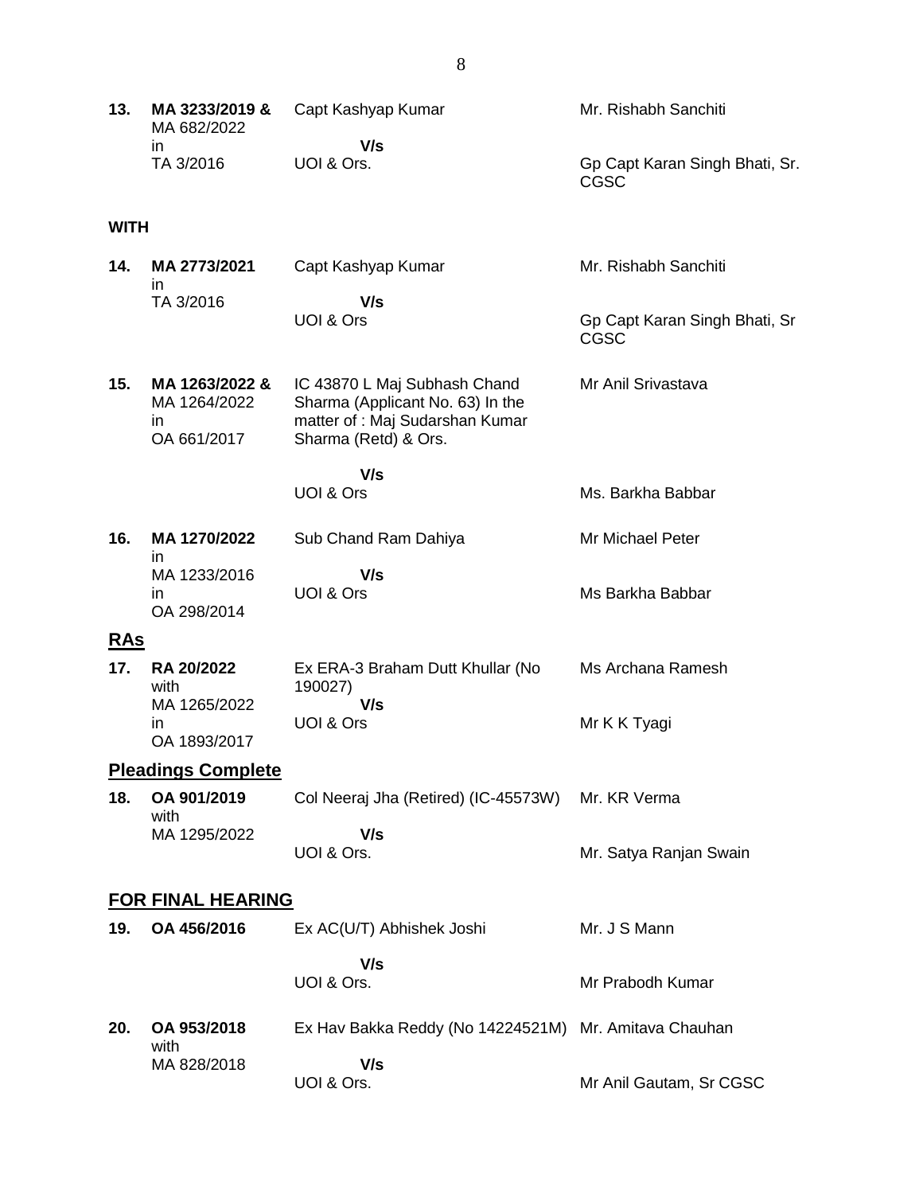| | | | |
|---|---|---|---|
| **13.** | **MA 3233/2019 &** MA 682/2022 in TA 3/2016 | Capt Kashyap Kumar **V/s** UOI & Ors. | Mr. Rishabh Sanchiti Gp Capt Karan Singh Bhati, Sr. CGSC |

**WITH**

| | | | |
|---|---|---|---|
| **14.** | **MA 2773/2021** in TA 3/2016 | Capt Kashyap Kumar **V/s** UOI & Ors | Mr. Rishabh Sanchiti Gp Capt Karan Singh Bhati, Sr CGSC |
| **15.** | **MA 1263/2022 &** MA 1264/2022 in OA 661/2017 | IC 43870 L Maj Subhash Chand Sharma (Applicant No. 63) In the matter of : Maj Sudarshan Kumar Sharma (Retd) & Ors. **V/s** UOI & Ors | Mr Anil Srivastava Ms. Barkha Babbar |
| **16.** | **MA 1270/2022** in MA 1233/2016 in OA 298/2014 | Sub Chand Ram Dahiya **V/s** UOI & Ors | Mr Michael Peter Ms Barkha Babbar |

## RAs

| | | | |
|---|---|---|---|
| **17.** | **RA 20/2022** with MA 1265/2022 in OA 1893/2017 | Ex ERA-3 Braham Dutt Khullar (No 190027) **V/s** UOI & Ors | Ms Archana Ramesh Mr K K Tyagi |

## Pleadings Complete

| | | | |
|---|---|---|---|
| **18.** | **OA 901/2019** with MA 1295/2022 | Col Neeraj Jha (Retired) (IC-45573W) **V/s** UOI & Ors. | Mr. KR Verma Mr. Satya Ranjan Swain |

## FOR FINAL HEARING

| | | | |
|---|---|---|---|
| **19.** | **OA 456/2016** | Ex AC(U/T) Abhishek Joshi **V/s** UOI & Ors. | Mr. J S Mann Mr Prabodh Kumar |
| **20.** | **OA 953/2018** with MA 828/2018 | Ex Hav Bakka Reddy (No 14224521M) **V/s** UOI & Ors. | Mr. Amitava Chauhan Mr Anil Gautam, Sr CGSC |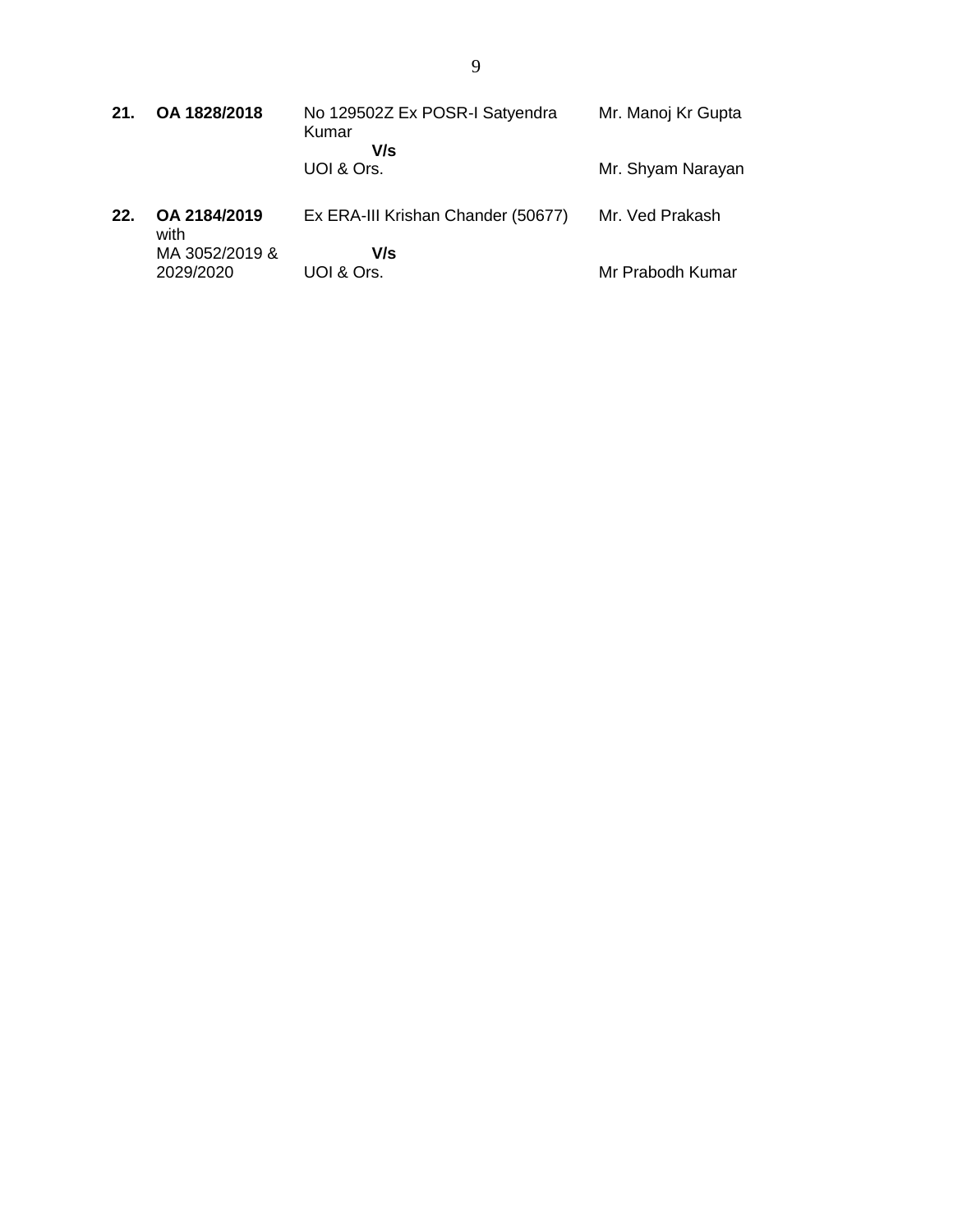| | | | |
|---|---|---|---|
| **21.** | **OA 1828/2018** | No 129502Z Ex POSR-I Satyendra Kumar<br>**V/s**<br>UOI & Ors. | Mr. Manoj Kr Gupta<br><br>Mr. Shyam Narayan |
| **22.** | **OA 2184/2019** with MA 3052/2019 & 2029/2020 | Ex ERA-III Krishan Chander (50677)<br>**V/s**<br>UOI & Ors. | Mr. Ved Prakash<br><br>Mr Prabodh Kumar |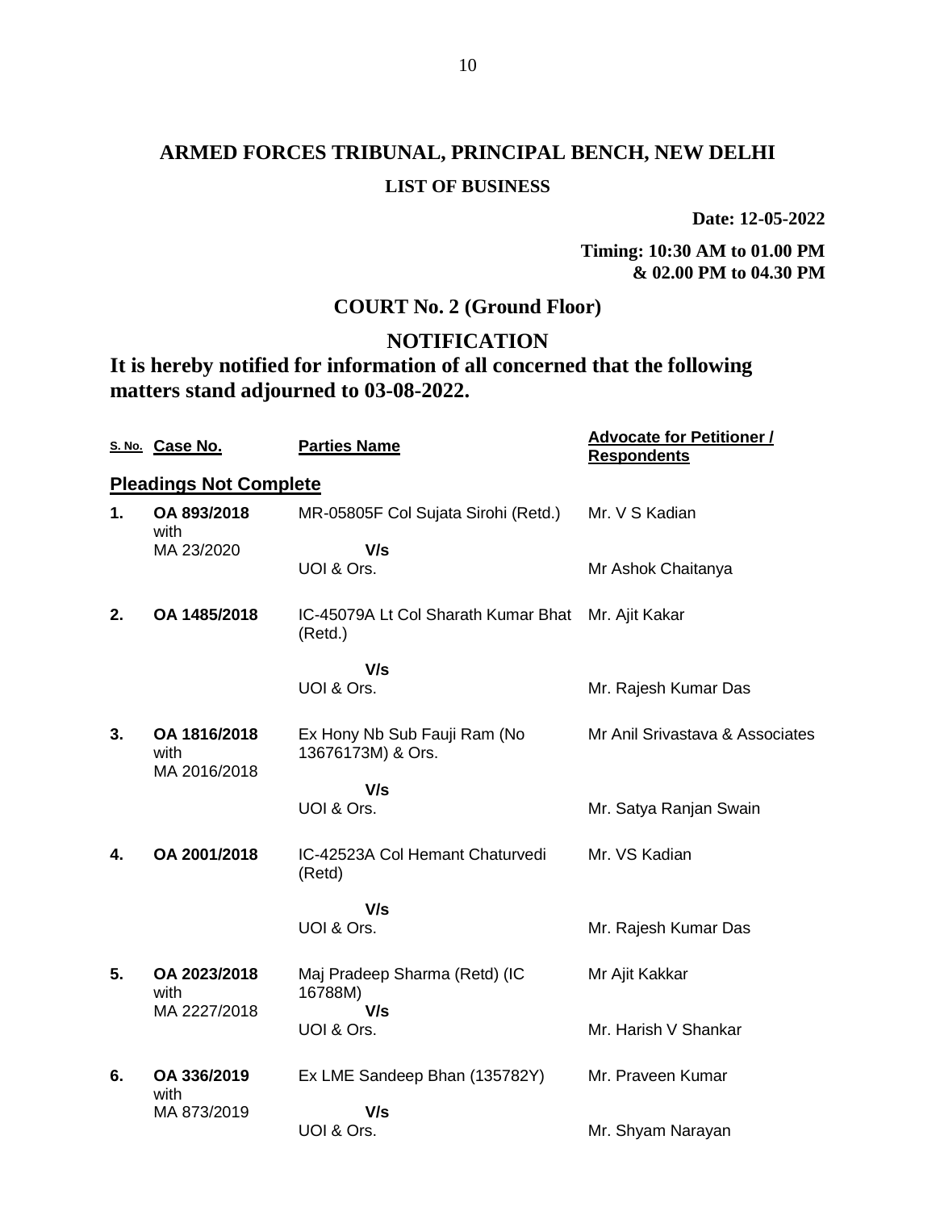# ARMED FORCES TRIBUNAL, PRINCIPAL BENCH, NEW DELHI

## LIST OF BUSINESS

**Date: 12-05-2022**

**Timing: 10:30 AM to 01.00 PM & 02.00 PM to 04.30 PM**

## COURT No. 2 (Ground Floor)

## NOTIFICATION

**It is hereby notified for information of all concerned that the following matters stand adjourned to 03-08-2022.**

| S. No. | Case No. | Parties Name | Advocate for Petitioner / Respondents |
|---|---|---|---|
| **Pleadings Not Complete** | | | |
| **1.** | **OA 893/2018** with MA 23/2020 | MR-05805F Col Sujata Sirohi (Retd.) **V/s** UOI & Ors. | Mr. V S Kadian<br>Mr Ashok Chaitanya |
| **2.** | **OA 1485/2018** | IC-45079A Lt Col Sharath Kumar Bhat (Retd.) **V/s** UOI & Ors. | Mr. Ajit Kakar<br>Mr. Rajesh Kumar Das |
| **3.** | **OA 1816/2018** with MA 2016/2018 | Ex Hony Nb Sub Fauji Ram (No 13676173M) & Ors. **V/s** UOI & Ors. | Mr Anil Srivastava & Associates<br>Mr. Satya Ranjan Swain |
| **4.** | **OA 2001/2018** | IC-42523A Col Hemant Chaturvedi (Retd) **V/s** UOI & Ors. | Mr. VS Kadian<br>Mr. Rajesh Kumar Das |
| **5.** | **OA 2023/2018** with MA 2227/2018 | Maj Pradeep Sharma (Retd) (IC 16788M) **V/s** UOI & Ors. | Mr Ajit Kakkar<br>Mr. Harish V Shankar |
| **6.** | **OA 336/2019** with MA 873/2019 | Ex LME Sandeep Bhan (135782Y) **V/s** UOI & Ors. | Mr. Praveen Kumar<br>Mr. Shyam Narayan |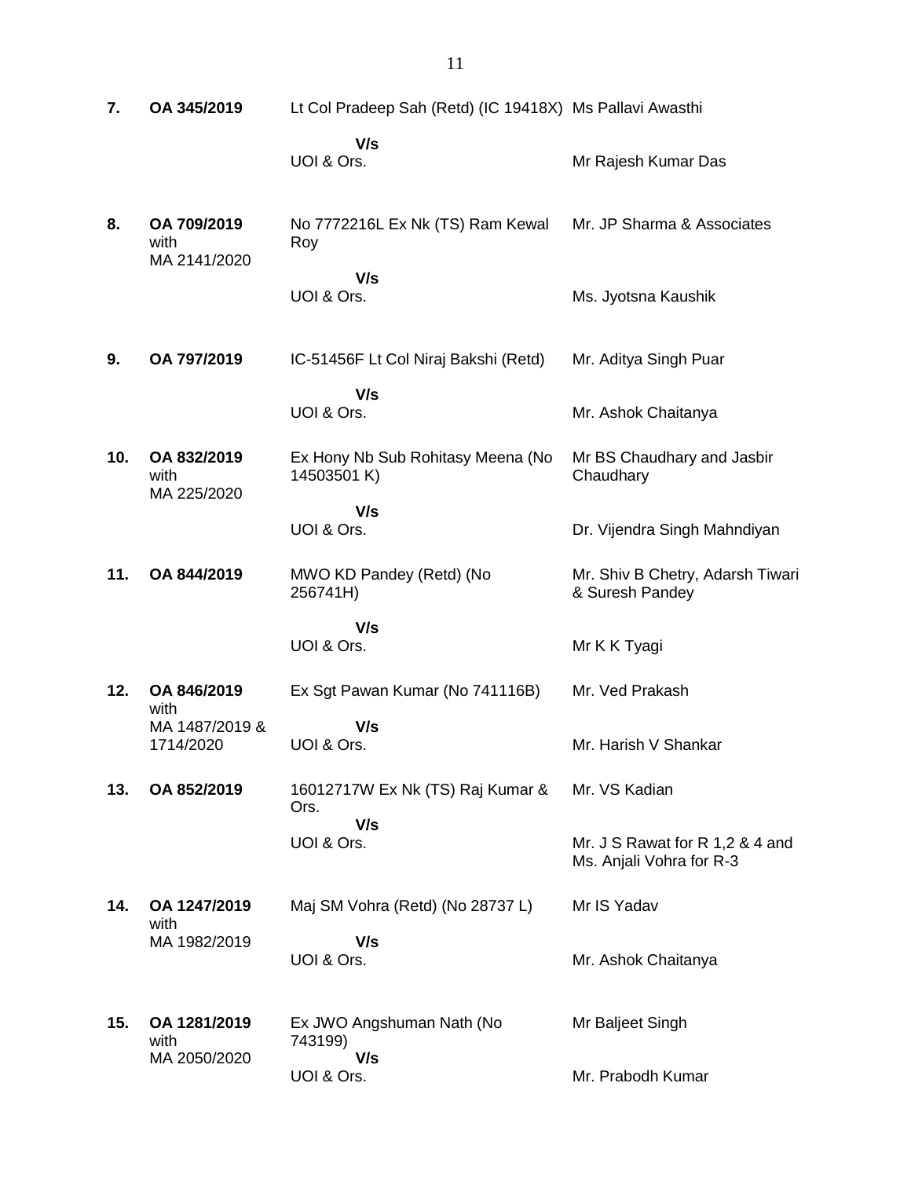| | | | |
|---|---|---|---|
| **7.** | **OA 345/2019** | Lt Col Pradeep Sah (Retd) (IC 19418X)<br>**V/s**<br>UOI & Ors. | Ms Pallavi Awasthi<br><br>Mr Rajesh Kumar Das |
| **8.** | **OA 709/2019** with MA 2141/2020 | No 7772216L Ex Nk (TS) Ram Kewal Roy<br>**V/s**<br>UOI & Ors. | Mr. JP Sharma & Associates<br><br>Ms. Jyotsna Kaushik |
| **9.** | **OA 797/2019** | IC-51456F Lt Col Niraj Bakshi (Retd)<br>**V/s**<br>UOI & Ors. | Mr. Aditya Singh Puar<br><br>Mr. Ashok Chaitanya |
| **10.** | **OA 832/2019** with MA 225/2020 | Ex Hony Nb Sub Rohitasy Meena (No 14503501 K)<br>**V/s**<br>UOI & Ors. | Mr BS Chaudhary and Jasbir Chaudhary<br><br>Dr. Vijendra Singh Mahndiyan |
| **11.** | **OA 844/2019** | MWO KD Pandey (Retd) (No 256741H)<br>**V/s**<br>UOI & Ors. | Mr. Shiv B Chetry, Adarsh Tiwari & Suresh Pandey<br><br>Mr K K Tyagi |
| **12.** | **OA 846/2019** with MA 1487/2019 & 1714/2020 | Ex Sgt Pawan Kumar (No 741116B)<br>**V/s**<br>UOI & Ors. | Mr. Ved Prakash<br><br>Mr. Harish V Shankar |
| **13.** | **OA 852/2019** | 16012717W Ex Nk (TS) Raj Kumar & Ors.<br>**V/s**<br>UOI & Ors. | Mr. VS Kadian<br><br>Mr. J S Rawat for R 1,2 & 4 and Ms. Anjali Vohra for R-3 |
| **14.** | **OA 1247/2019** with MA 1982/2019 | Maj SM Vohra (Retd) (No 28737 L)<br>**V/s**<br>UOI & Ors. | Mr IS Yadav<br><br>Mr. Ashok Chaitanya |
| **15.** | **OA 1281/2019** with MA 2050/2020 | Ex JWO Angshuman Nath (No 743199)<br>**V/s**<br>UOI & Ors. | Mr Baljeet Singh<br><br>Mr. Prabodh Kumar |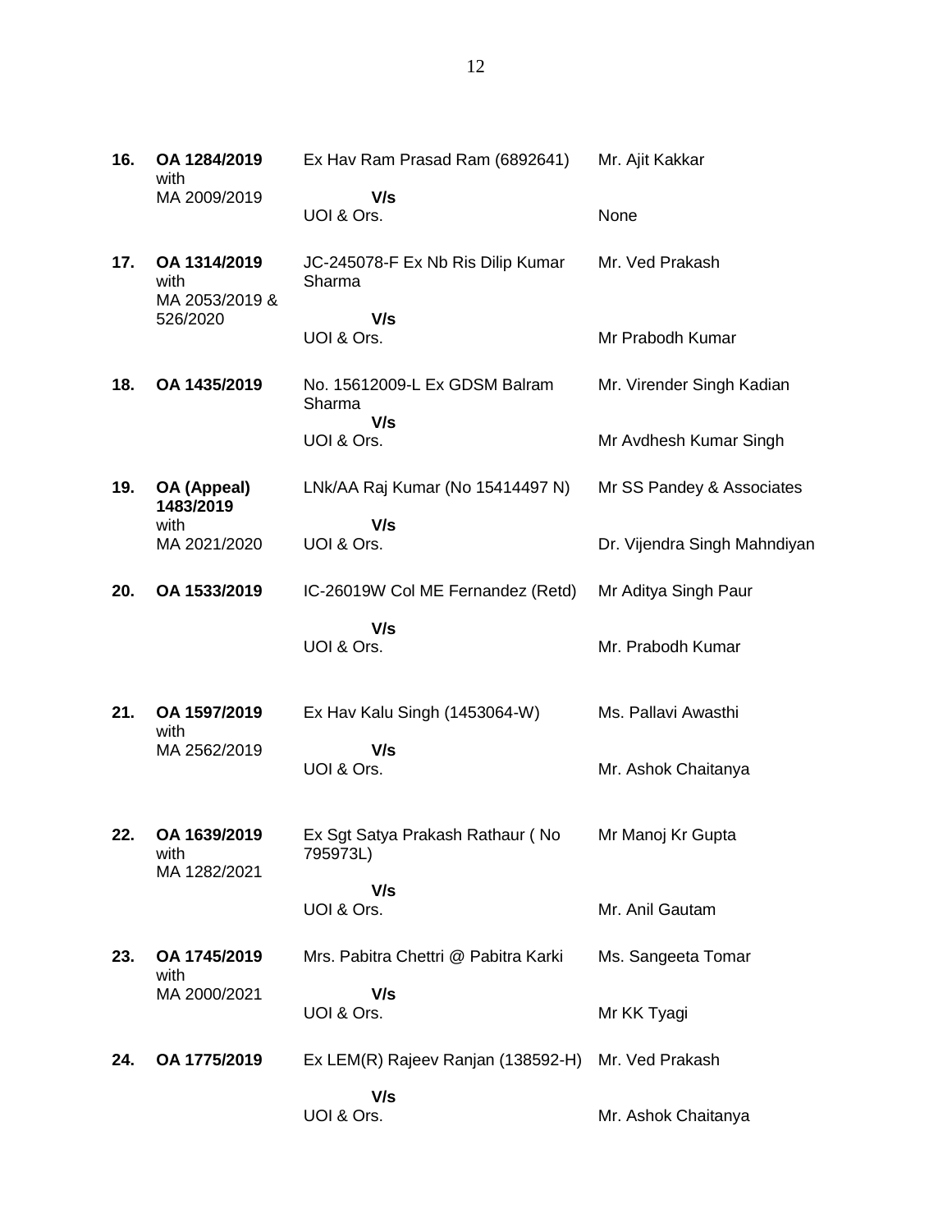| | | | |
|---|---|---|---|
| **16.** | **OA 1284/2019** with MA 2009/2019 | Ex Hav Ram Prasad Ram (6892641)<br>**V/s**<br>UOI & Ors. | Mr. Ajit Kakkar<br><br>None |
| **17.** | **OA 1314/2019** with MA 2053/2019 & 526/2020 | JC-245078-F Ex Nb Ris Dilip Kumar Sharma<br>**V/s**<br>UOI & Ors. | Mr. Ved Prakash<br><br>Mr Prabodh Kumar |
| **18.** | **OA 1435/2019** | No. 15612009-L Ex GDSM Balram Sharma<br>**V/s**<br>UOI & Ors. | Mr. Virender Singh Kadian<br><br>Mr Avdhesh Kumar Singh |
| **19.** | **OA (Appeal) 1483/2019** with MA 2021/2020 | LNk/AA Raj Kumar (No 15414497 N)<br>**V/s**<br>UOI & Ors. | Mr SS Pandey & Associates<br><br>Dr. Vijendra Singh Mahndiyan |
| **20.** | **OA 1533/2019** | IC-26019W Col ME Fernandez (Retd)<br>**V/s**<br>UOI & Ors. | Mr Aditya Singh Paur<br><br>Mr. Prabodh Kumar |
| **21.** | **OA 1597/2019** with MA 2562/2019 | Ex Hav Kalu Singh (1453064-W)<br>**V/s**<br>UOI & Ors. | Ms. Pallavi Awasthi<br><br>Mr. Ashok Chaitanya |
| **22.** | **OA 1639/2019** with MA 1282/2021 | Ex Sgt Satya Prakash Rathaur ( No 795973L)<br>**V/s**<br>UOI & Ors. | Mr Manoj Kr Gupta<br><br>Mr. Anil Gautam |
| **23.** | **OA 1745/2019** with MA 2000/2021 | Mrs. Pabitra Chettri @ Pabitra Karki<br>**V/s**<br>UOI & Ors. | Ms. Sangeeta Tomar<br><br>Mr KK Tyagi |
| **24.** | **OA 1775/2019** | Ex LEM(R) Rajeev Ranjan (138592-H)<br>**V/s**<br>UOI & Ors. | Mr. Ved Prakash<br><br>Mr. Ashok Chaitanya |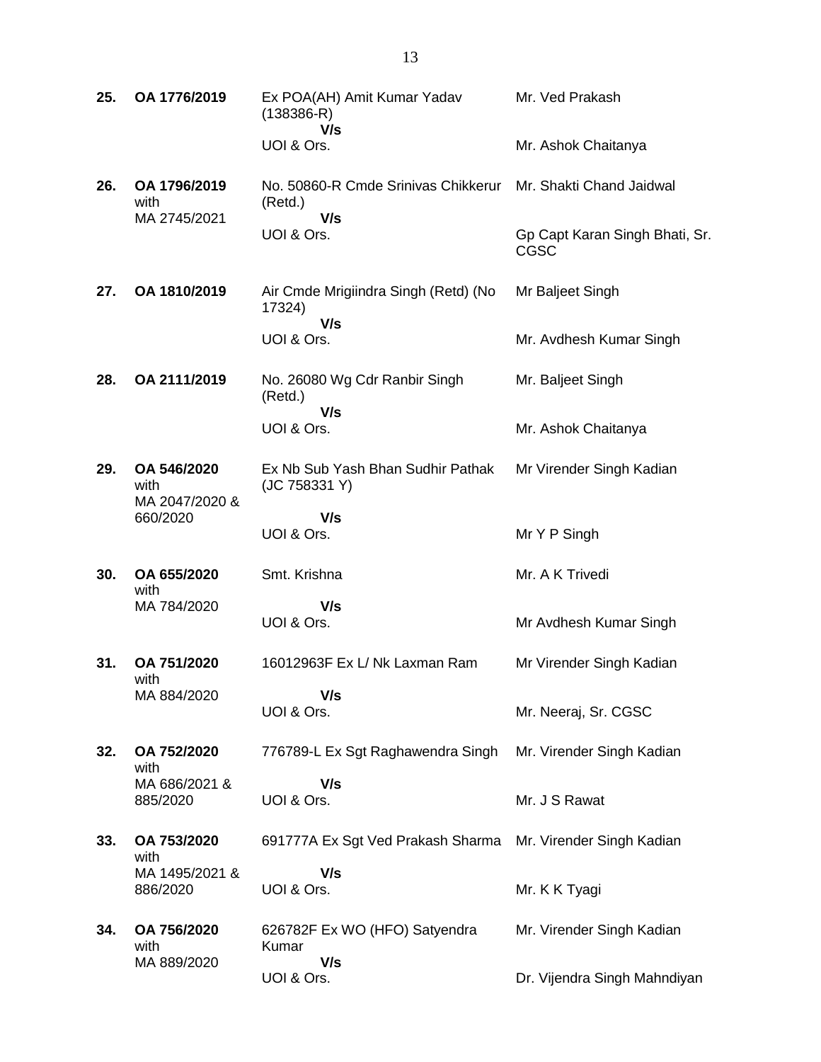| | | | |
|---|---|---|---|
| **25.** | **OA 1776/2019** | Ex POA(AH) Amit Kumar Yadav (138386-R)<br>**V/s**<br>UOI & Ors. | Mr. Ved Prakash<br><br>Mr. Ashok Chaitanya |
| **26.** | **OA 1796/2019** with MA 2745/2021 | No. 50860-R Cmde Srinivas Chikkerur (Retd.)<br>**V/s**<br>UOI & Ors. | Mr. Shakti Chand Jaidwal<br><br>Gp Capt Karan Singh Bhati, Sr. CGSC |
| **27.** | **OA 1810/2019** | Air Cmde Mrigiindra Singh (Retd) (No 17324)<br>**V/s**<br>UOI & Ors. | Mr Baljeet Singh<br><br>Mr. Avdhesh Kumar Singh |
| **28.** | **OA 2111/2019** | No. 26080 Wg Cdr Ranbir Singh (Retd.)<br>**V/s**<br>UOI & Ors. | Mr. Baljeet Singh<br><br>Mr. Ashok Chaitanya |
| **29.** | **OA 546/2020** with MA 2047/2020 & 660/2020 | Ex Nb Sub Yash Bhan Sudhir Pathak (JC 758331 Y)<br>**V/s**<br>UOI & Ors. | Mr Virender Singh Kadian<br><br>Mr Y P Singh |
| **30.** | **OA 655/2020** with MA 784/2020 | Smt. Krishna<br>**V/s**<br>UOI & Ors. | Mr. A K Trivedi<br><br>Mr Avdhesh Kumar Singh |
| **31.** | **OA 751/2020** with MA 884/2020 | 16012963F Ex L/ Nk Laxman Ram<br>**V/s**<br>UOI & Ors. | Mr Virender Singh Kadian<br><br>Mr. Neeraj, Sr. CGSC |
| **32.** | **OA 752/2020** with MA 686/2021 & 885/2020 | 776789-L Ex Sgt Raghawendra Singh<br>**V/s**<br>UOI & Ors. | Mr. Virender Singh Kadian<br><br>Mr. J S Rawat |
| **33.** | **OA 753/2020** with MA 1495/2021 & 886/2020 | 691777A Ex Sgt Ved Prakash Sharma<br>**V/s**<br>UOI & Ors. | Mr. Virender Singh Kadian<br><br>Mr. K K Tyagi |
| **34.** | **OA 756/2020** with MA 889/2020 | 626782F Ex WO (HFO) Satyendra Kumar<br>**V/s**<br>UOI & Ors. | Mr. Virender Singh Kadian<br><br>Dr. Vijendra Singh Mahndiyan |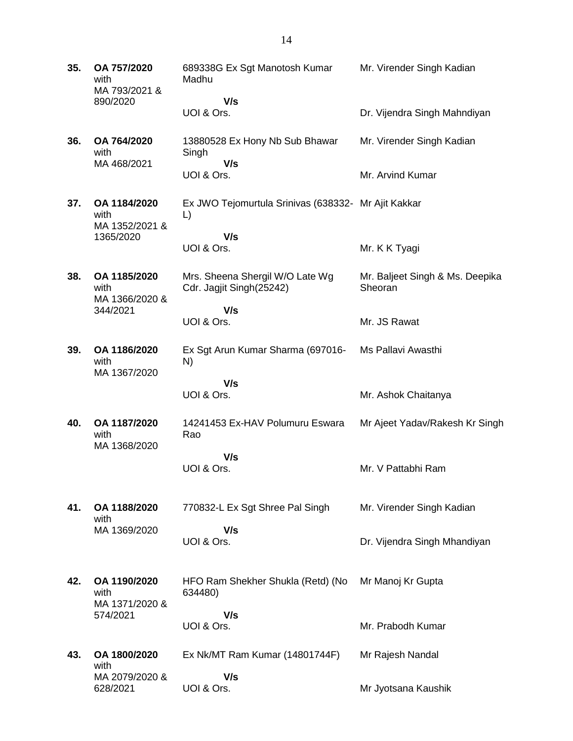| | | | |
|---|---|---|---|
| **35.** | **OA 757/2020** with MA 793/2021 & 890/2020 | 689338G Ex Sgt Manotosh Kumar Madhu **V/s** UOI & Ors. | Mr. Virender Singh Kadian <br><br> Dr. Vijendra Singh Mahndiyan |
| **36.** | **OA 764/2020** with MA 468/2021 | 13880528 Ex Hony Nb Sub Bhawar Singh **V/s** UOI & Ors. | Mr. Virender Singh Kadian <br><br> Mr. Arvind Kumar |
| **37.** | **OA 1184/2020** with MA 1352/2021 & 1365/2020 | Ex JWO Tejomurtula Srinivas (638332-L) **V/s** UOI & Ors. | Mr Ajit Kakkar <br><br> Mr. K K Tyagi |
| **38.** | **OA 1185/2020** with MA 1366/2020 & 344/2021 | Mrs. Sheena Shergil W/O Late Wg Cdr. Jagjit Singh(25242) **V/s** UOI & Ors. | Mr. Baljeet Singh & Ms. Deepika Sheoran <br><br> Mr. JS Rawat |
| **39.** | **OA 1186/2020** with MA 1367/2020 | Ex Sgt Arun Kumar Sharma (697016-N) **V/s** UOI & Ors. | Ms Pallavi Awasthi <br><br> Mr. Ashok Chaitanya |
| **40.** | **OA 1187/2020** with MA 1368/2020 | 14241453 Ex-HAV Polumuru Eswara Rao **V/s** UOI & Ors. | Mr Ajeet Yadav/Rakesh Kr Singh <br><br> Mr. V Pattabhi Ram |
| **41.** | **OA 1188/2020** with MA 1369/2020 | 770832-L Ex Sgt Shree Pal Singh **V/s** UOI & Ors. | Mr. Virender Singh Kadian <br><br> Dr. Vijendra Singh Mhandiyan |
| **42.** | **OA 1190/2020** with MA 1371/2020 & 574/2021 | HFO Ram Shekher Shukla (Retd) (No 634480) **V/s** UOI & Ors. | Mr Manoj Kr Gupta <br><br> Mr. Prabodh Kumar |
| **43.** | **OA 1800/2020** with MA 2079/2020 & 628/2021 | Ex Nk/MT Ram Kumar (14801744F) **V/s** UOI & Ors. | Mr Rajesh Nandal <br><br> Mr Jyotsana Kaushik |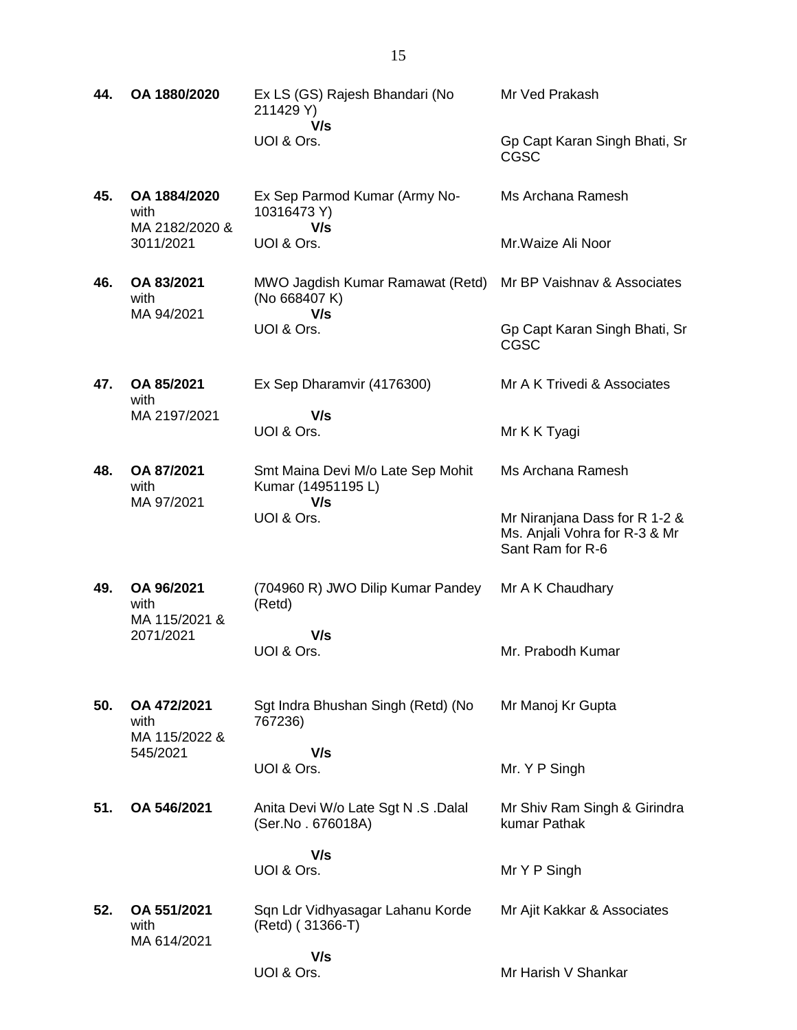| | | | |
|---|---|---|---|
| **44.** | **OA 1880/2020** | Ex LS (GS) Rajesh Bhandari (No 211429 Y)<br>**V/s**<br>UOI & Ors. | Mr Ved Prakash<br><br>Gp Capt Karan Singh Bhati, Sr CGSC |
| **45.** | **OA 1884/2020** with MA 2182/2020 & 3011/2021 | Ex Sep Parmod Kumar (Army No-10316473 Y)<br>**V/s**<br>UOI & Ors. | Ms Archana Ramesh<br><br>Mr.Waize Ali Noor |
| **46.** | **OA 83/2021** with MA 94/2021 | MWO Jagdish Kumar Ramawat (Retd) (No 668407 K)<br>**V/s**<br>UOI & Ors. | Mr BP Vaishnav & Associates<br><br>Gp Capt Karan Singh Bhati, Sr CGSC |
| **47.** | **OA 85/2021** with MA 2197/2021 | Ex Sep Dharamvir (4176300)<br>**V/s**<br>UOI & Ors. | Mr A K Trivedi & Associates<br><br>Mr K K Tyagi |
| **48.** | **OA 87/2021** with MA 97/2021 | Smt Maina Devi M/o Late Sep Mohit Kumar (14951195 L)<br>**V/s**<br>UOI & Ors. | Ms Archana Ramesh<br><br>Mr Niranjana Dass for R 1-2 & Ms. Anjali Vohra for R-3 & Mr Sant Ram for R-6 |
| **49.** | **OA 96/2021** with MA 115/2021 & 2071/2021 | (704960 R) JWO Dilip Kumar Pandey (Retd)<br>**V/s**<br>UOI & Ors. | Mr A K Chaudhary<br><br>Mr. Prabodh Kumar |
| **50.** | **OA 472/2021** with MA 115/2022 & 545/2021 | Sgt Indra Bhushan Singh (Retd) (No 767236)<br>**V/s**<br>UOI & Ors. | Mr Manoj Kr Gupta<br><br>Mr. Y P Singh |
| **51.** | **OA 546/2021** | Anita Devi W/o Late Sgt N .S .Dalal (Ser.No . 676018A)<br>**V/s**<br>UOI & Ors. | Mr Shiv Ram Singh & Girindra kumar Pathak<br><br>Mr Y P Singh |
| **52.** | **OA 551/2021** with MA 614/2021 | Sqn Ldr Vidhyasagar Lahanu Korde (Retd) ( 31366-T)<br>**V/s**<br>UOI & Ors. | Mr Ajit Kakkar & Associates<br><br>Mr Harish V Shankar |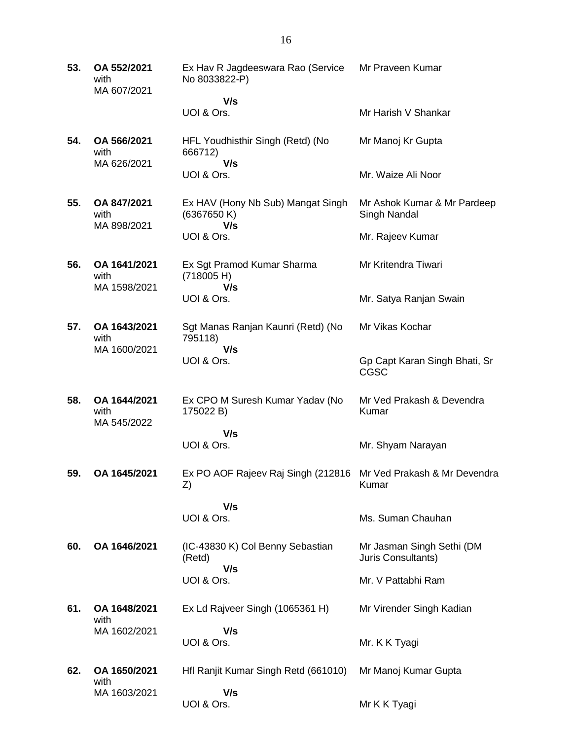| | | | |
|---|---|---|---|
| **53.** | **OA 552/2021** with MA 607/2021 | Ex Hav R Jagdeeswara Rao (Service No 8033822-P) **V/s** UOI & Ors. | Mr Praveen Kumar<br><br>Mr Harish V Shankar |
| **54.** | **OA 566/2021** with MA 626/2021 | HFL Youdhisthir Singh (Retd) (No 666712) **V/s** UOI & Ors. | Mr Manoj Kr Gupta<br><br>Mr. Waize Ali Noor |
| **55.** | **OA 847/2021** with MA 898/2021 | Ex HAV (Hony Nb Sub) Mangat Singh (6367650 K) **V/s** UOI & Ors. | Mr Ashok Kumar & Mr Pardeep Singh Nandal<br><br>Mr. Rajeev Kumar |
| **56.** | **OA 1641/2021** with MA 1598/2021 | Ex Sgt Pramod Kumar Sharma (718005 H) **V/s** UOI & Ors. | Mr Kritendra Tiwari<br><br>Mr. Satya Ranjan Swain |
| **57.** | **OA 1643/2021** with MA 1600/2021 | Sgt Manas Ranjan Kaunri (Retd) (No 795118) **V/s** UOI & Ors. | Mr Vikas Kochar<br><br>Gp Capt Karan Singh Bhati, Sr CGSC |
| **58.** | **OA 1644/2021** with MA 545/2022 | Ex CPO M Suresh Kumar Yadav (No 175022 B) **V/s** UOI & Ors. | Mr Ved Prakash & Devendra Kumar<br><br>Mr. Shyam Narayan |
| **59.** | **OA 1645/2021** | Ex PO AOF Rajeev Raj Singh (212816 Z) **V/s** UOI & Ors. | Mr Ved Prakash & Mr Devendra Kumar<br><br>Ms. Suman Chauhan |
| **60.** | **OA 1646/2021** | (IC-43830 K) Col Benny Sebastian (Retd) **V/s** UOI & Ors. | Mr Jasman Singh Sethi (DM Juris Consultants)<br><br>Mr. V Pattabhi Ram |
| **61.** | **OA 1648/2021** with MA 1602/2021 | Ex Ld Rajveer Singh (1065361 H) **V/s** UOI & Ors. | Mr Virender Singh Kadian<br><br>Mr. K K Tyagi |
| **62.** | **OA 1650/2021** with MA 1603/2021 | Hfl Ranjit Kumar Singh Retd (661010) **V/s** UOI & Ors. | Mr Manoj Kumar Gupta<br><br>Mr K K Tyagi |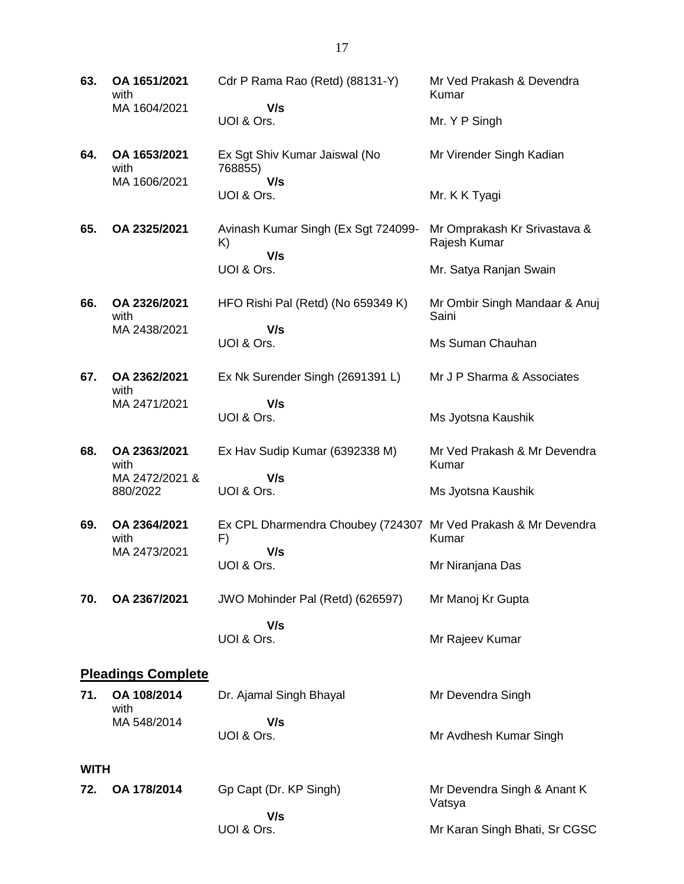| No. | Case No. | Parties | Advocates |
|---|---|---|---|
| 63. | **OA 1651/2021** with MA 1604/2021 | Cdr P Rama Rao (Retd) (88131-Y) **V/s** UOI & Ors. | Mr Ved Prakash & Devendra Kumar / Mr. Y P Singh |
| 64. | **OA 1653/2021** with MA 1606/2021 | Ex Sgt Shiv Kumar Jaiswal (No 768855) **V/s** UOI & Ors. | Mr Virender Singh Kadian / Mr. K K Tyagi |
| 65. | **OA 2325/2021** | Avinash Kumar Singh (Ex Sgt 724099-K) **V/s** UOI & Ors. | Mr Omprakash Kr Srivastava & Rajesh Kumar / Mr. Satya Ranjan Swain |
| 66. | **OA 2326/2021** with MA 2438/2021 | HFO Rishi Pal (Retd) (No 659349 K) **V/s** UOI & Ors. | Mr Ombir Singh Mandaar & Anuj Saini / Ms Suman Chauhan |
| 67. | **OA 2362/2021** with MA 2471/2021 | Ex Nk Surender Singh (2691391 L) **V/s** UOI & Ors. | Mr J P Sharma & Associates / Ms Jyotsna Kaushik |
| 68. | **OA 2363/2021** with MA 2472/2021 & 880/2022 | Ex Hav Sudip Kumar (6392338 M) **V/s** UOI & Ors. | Mr Ved Prakash & Mr Devendra Kumar / Ms Jyotsna Kaushik |
| 69. | **OA 2364/2021** with MA 2473/2021 | Ex CPL Dharmendra Choubey (724307 F) **V/s** UOI & Ors. | Mr Ved Prakash & Mr Devendra Kumar / Mr Niranjana Das |
| 70. | **OA 2367/2021** | JWO Mohinder Pal (Retd) (626597) **V/s** UOI & Ors. | Mr Manoj Kr Gupta / Mr Rajeev Kumar |

## Pleadings Complete

| No. | Case No. | Parties | Advocates |
|---|---|---|---|
| 71. | **OA 108/2014** with MA 548/2014 | Dr. Ajamal Singh Bhayal **V/s** UOI & Ors. | Mr Devendra Singh / Mr Avdhesh Kumar Singh |

**WITH**

| No. | Case No. | Parties | Advocates |
|---|---|---|---|
| 72. | **OA 178/2014** | Gp Capt (Dr. KP Singh) **V/s** UOI & Ors. | Mr Devendra Singh & Anant K Vatsya / Mr Karan Singh Bhati, Sr CGSC |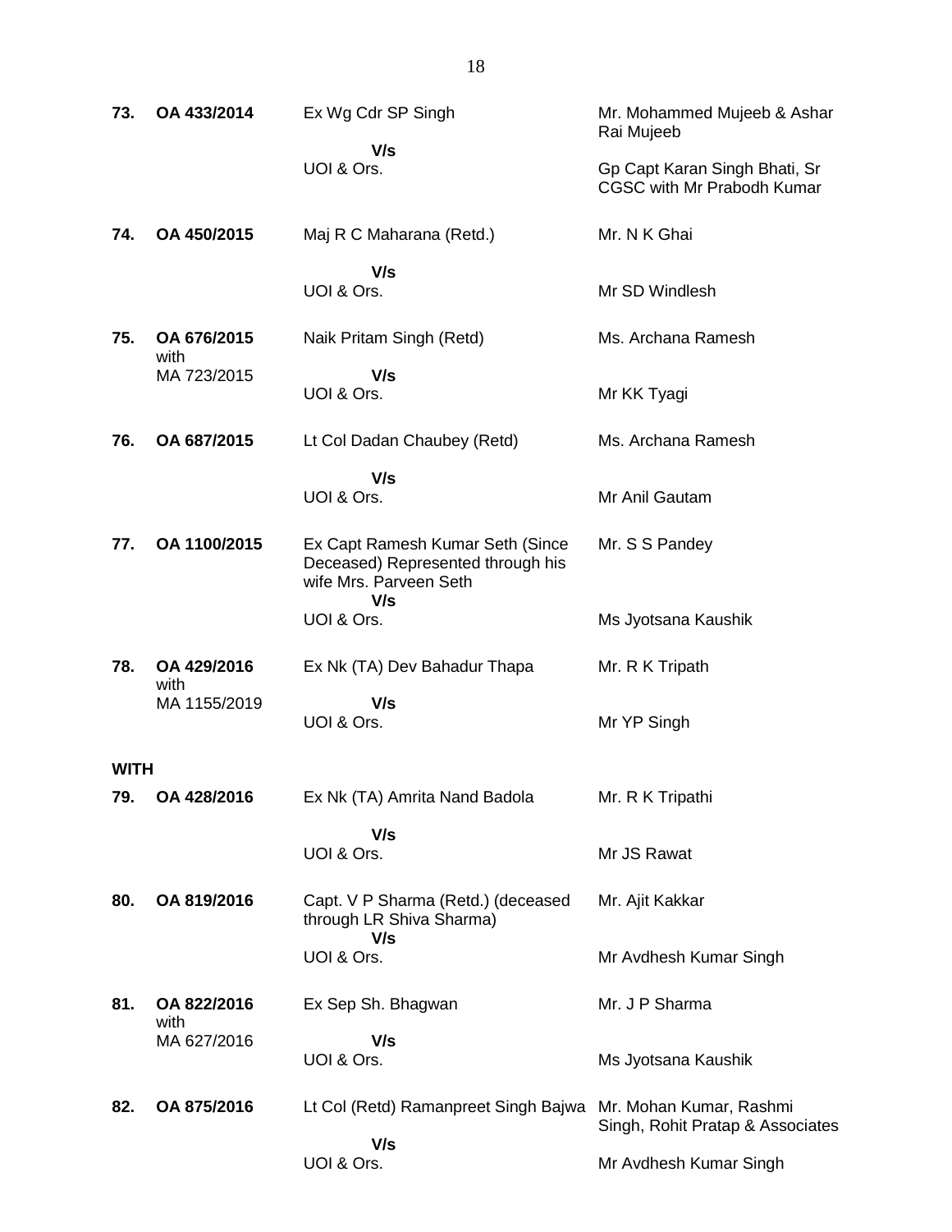| No. | Case No. | Parties | Counsel |
|---|---|---|---|
| **73.** | **OA 433/2014** | Ex Wg Cdr SP Singh | Mr. Mohammed Mujeeb & Ashar Rai Mujeeb |
| | | **V/s** | |
| | | UOI & Ors. | Gp Capt Karan Singh Bhati, Sr CGSC with Mr Prabodh Kumar |
| **74.** | **OA 450/2015** | Maj R C Maharana (Retd.) | Mr. N K Ghai |
| | | **V/s** | |
| | | UOI & Ors. | Mr SD Windlesh |
| **75.** | **OA 676/2015** with MA 723/2015 | Naik Pritam Singh (Retd) | Ms. Archana Ramesh |
| | | **V/s** | |
| | | UOI & Ors. | Mr KK Tyagi |
| **76.** | **OA 687/2015** | Lt Col Dadan Chaubey (Retd) | Ms. Archana Ramesh |
| | | **V/s** | |
| | | UOI & Ors. | Mr Anil Gautam |
| **77.** | **OA 1100/2015** | Ex Capt Ramesh Kumar Seth (Since Deceased) Represented through his wife Mrs. Parveen Seth | Mr. S S Pandey |
| | | **V/s** | |
| | | UOI & Ors. | Ms Jyotsana Kaushik |
| **78.** | **OA 429/2016** with MA 1155/2019 | Ex Nk (TA) Dev Bahadur Thapa | Mr. R K Tripath |
| | | **V/s** | |
| | | UOI & Ors. | Mr YP Singh |
| **WITH** | | | |
| **79.** | **OA 428/2016** | Ex Nk (TA) Amrita Nand Badola | Mr. R K Tripathi |
| | | **V/s** | |
| | | UOI & Ors. | Mr JS Rawat |
| **80.** | **OA 819/2016** | Capt. V P Sharma (Retd.) (deceased through LR Shiva Sharma) | Mr. Ajit Kakkar |
| | | **V/s** | |
| | | UOI & Ors. | Mr Avdhesh Kumar Singh |
| **81.** | **OA 822/2016** with MA 627/2016 | Ex Sep Sh. Bhagwan | Mr. J P Sharma |
| | | **V/s** | |
| | | UOI & Ors. | Ms Jyotsana Kaushik |
| **82.** | **OA 875/2016** | Lt Col (Retd) Ramanpreet Singh Bajwa | Mr. Mohan Kumar, Rashmi Singh, Rohit Pratap & Associates |
| | | **V/s** | |
| | | UOI & Ors. | Mr Avdhesh Kumar Singh |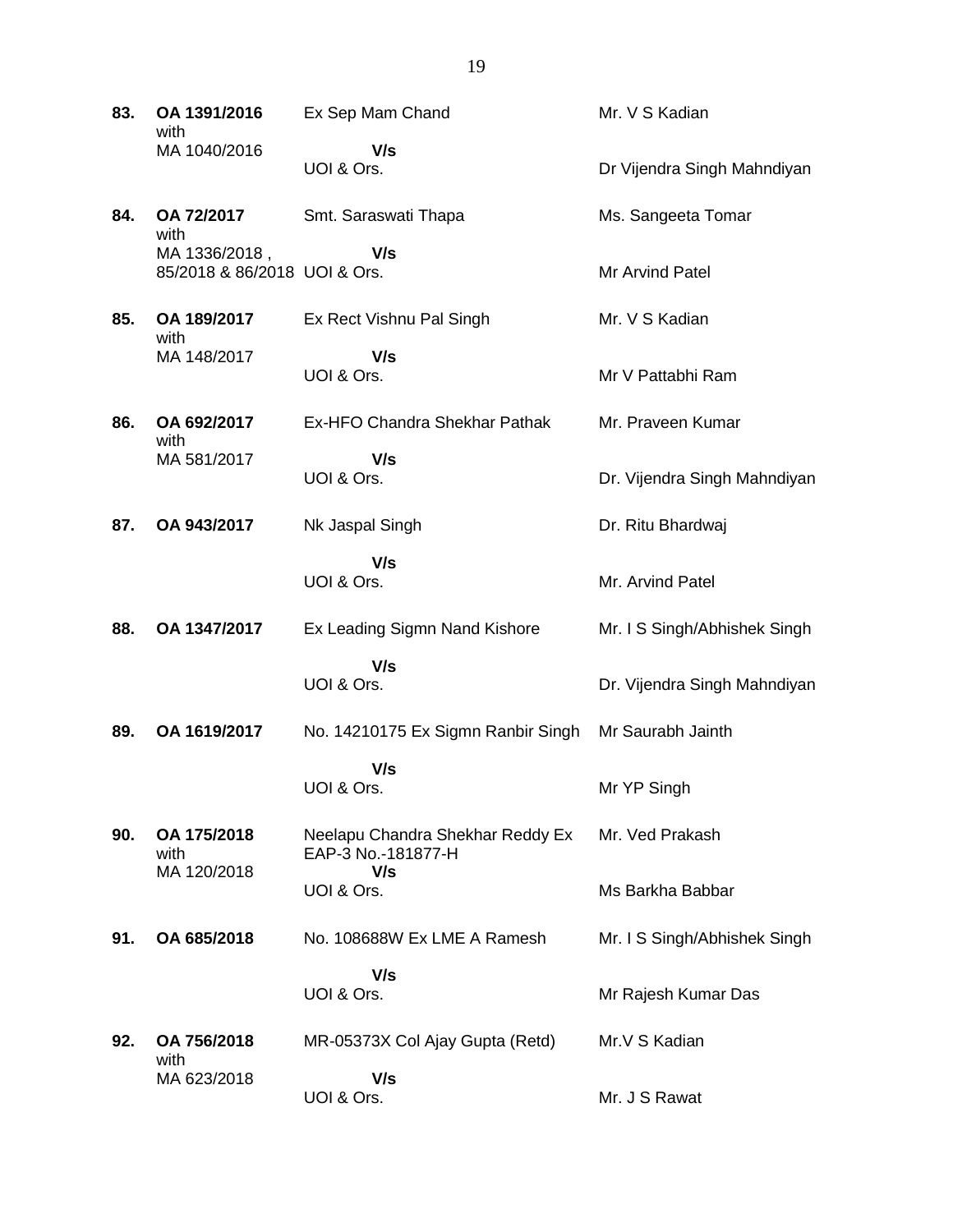| | | | |
|---|---|---|---|
| **83.** | **OA 1391/2016** with MA 1040/2016 | Ex Sep Mam Chand **V/s** UOI & Ors. | Mr. V S Kadian / Dr Vijendra Singh Mahndiyan |
| **84.** | **OA 72/2017** with MA 1336/2018 , 85/2018 & 86/2018 | Smt. Saraswati Thapa **V/s** UOI & Ors. | Ms. Sangeeta Tomar / Mr Arvind Patel |
| **85.** | **OA 189/2017** with MA 148/2017 | Ex Rect Vishnu Pal Singh **V/s** UOI & Ors. | Mr. V S Kadian / Mr V Pattabhi Ram |
| **86.** | **OA 692/2017** with MA 581/2017 | Ex-HFO Chandra Shekhar Pathak **V/s** UOI & Ors. | Mr. Praveen Kumar / Dr. Vijendra Singh Mahndiyan |
| **87.** | **OA 943/2017** | Nk Jaspal Singh **V/s** UOI & Ors. | Dr. Ritu Bhardwaj / Mr. Arvind Patel |
| **88.** | **OA 1347/2017** | Ex Leading Sigmn Nand Kishore **V/s** UOI & Ors. | Mr. I S Singh/Abhishek Singh / Dr. Vijendra Singh Mahndiyan |
| **89.** | **OA 1619/2017** | No. 14210175 Ex Sigmn Ranbir Singh **V/s** UOI & Ors. | Mr Saurabh Jainth / Mr YP Singh |
| **90.** | **OA 175/2018** with MA 120/2018 | Neelapu Chandra Shekhar Reddy Ex EAP-3 No.-181877-H **V/s** UOI & Ors. | Mr. Ved Prakash / Ms Barkha Babbar |
| **91.** | **OA 685/2018** | No. 108688W Ex LME A Ramesh **V/s** UOI & Ors. | Mr. I S Singh/Abhishek Singh / Mr Rajesh Kumar Das |
| **92.** | **OA 756/2018** with MA 623/2018 | MR-05373X Col Ajay Gupta (Retd) **V/s** UOI & Ors. | Mr.V S Kadian / Mr. J S Rawat |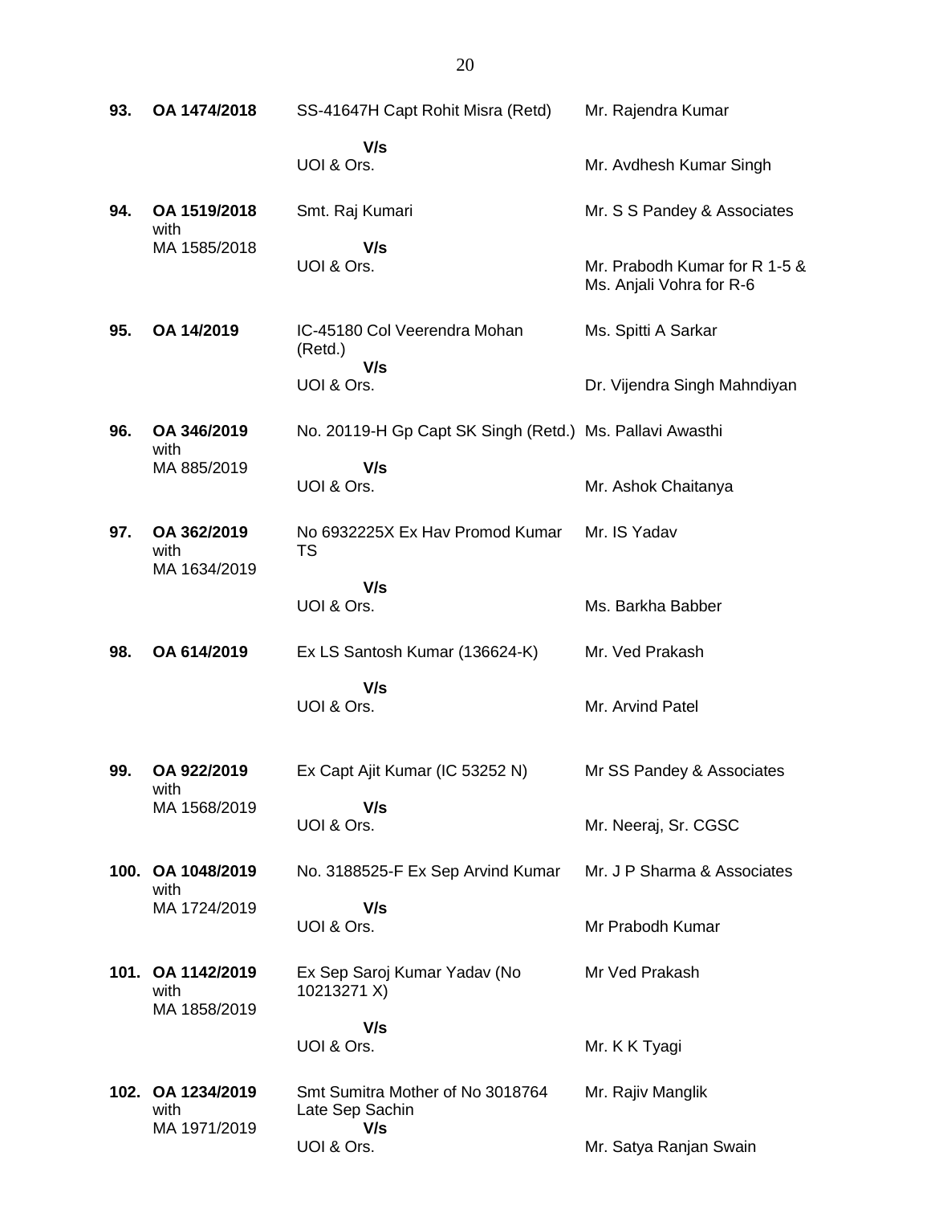| | | | |
|---|---|---|---|
| **93.** | **OA 1474/2018** | SS-41647H Capt Rohit Misra (Retd)<br>**V/s**<br>UOI & Ors. | Mr. Rajendra Kumar<br><br>Mr. Avdhesh Kumar Singh |
| **94.** | **OA 1519/2018** with MA 1585/2018 | Smt. Raj Kumari<br>**V/s**<br>UOI & Ors. | Mr. S S Pandey & Associates<br><br>Mr. Prabodh Kumar for R 1-5 & Ms. Anjali Vohra for R-6 |
| **95.** | **OA 14/2019** | IC-45180 Col Veerendra Mohan (Retd.)<br>**V/s**<br>UOI & Ors. | Ms. Spitti A Sarkar<br><br>Dr. Vijendra Singh Mahndiyan |
| **96.** | **OA 346/2019** with MA 885/2019 | No. 20119-H Gp Capt SK Singh (Retd.)<br>**V/s**<br>UOI & Ors. | Ms. Pallavi Awasthi<br><br>Mr. Ashok Chaitanya |
| **97.** | **OA 362/2019** with MA 1634/2019 | No 6932225X Ex Hav Promod Kumar TS<br>**V/s**<br>UOI & Ors. | Mr. IS Yadav<br><br>Ms. Barkha Babber |
| **98.** | **OA 614/2019** | Ex LS Santosh Kumar (136624-K)<br>**V/s**<br>UOI & Ors. | Mr. Ved Prakash<br><br>Mr. Arvind Patel |
| **99.** | **OA 922/2019** with MA 1568/2019 | Ex Capt Ajit Kumar (IC 53252 N)<br>**V/s**<br>UOI & Ors. | Mr SS Pandey & Associates<br><br>Mr. Neeraj, Sr. CGSC |
| **100.** | **OA 1048/2019** with MA 1724/2019 | No. 3188525-F Ex Sep Arvind Kumar<br>**V/s**<br>UOI & Ors. | Mr. J P Sharma & Associates<br><br>Mr Prabodh Kumar |
| **101.** | **OA 1142/2019** with MA 1858/2019 | Ex Sep Saroj Kumar Yadav (No 10213271 X)<br>**V/s**<br>UOI & Ors. | Mr Ved Prakash<br><br>Mr. K K Tyagi |
| **102.** | **OA 1234/2019** with MA 1971/2019 | Smt Sumitra Mother of No 3018764 Late Sep Sachin<br>**V/s**<br>UOI & Ors. | Mr. Rajiv Manglik<br><br>Mr. Satya Ranjan Swain |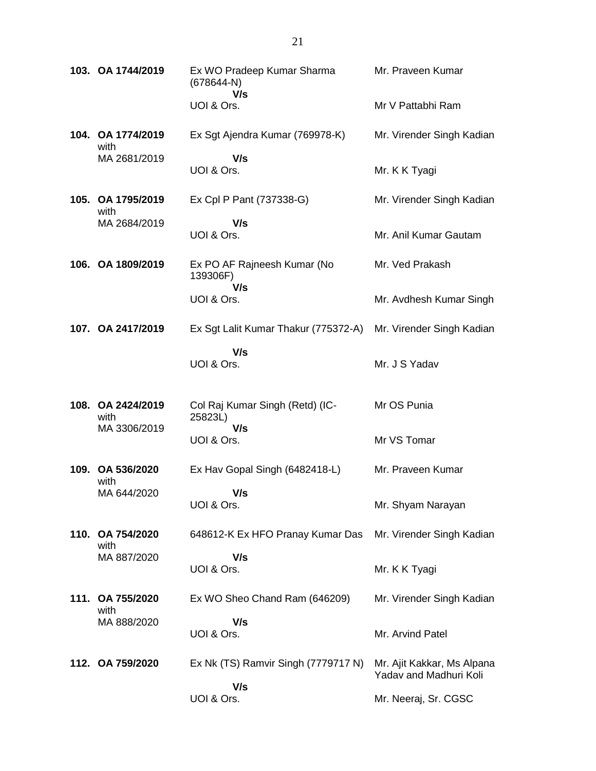| | | | |
|---|---|---|---|
| **103.** | **OA 1744/2019** | Ex WO Pradeep Kumar Sharma (678644-N)<br>**V/s**<br>UOI & Ors. | Mr. Praveen Kumar<br><br>Mr V Pattabhi Ram |
| **104.** | **OA 1774/2019** with MA 2681/2019 | Ex Sgt Ajendra Kumar (769978-K)<br>**V/s**<br>UOI & Ors. | Mr. Virender Singh Kadian<br><br>Mr. K K Tyagi |
| **105.** | **OA 1795/2019** with MA 2684/2019 | Ex Cpl P Pant (737338-G)<br>**V/s**<br>UOI & Ors. | Mr. Virender Singh Kadian<br><br>Mr. Anil Kumar Gautam |
| **106.** | **OA 1809/2019** | Ex PO AF Rajneesh Kumar (No 139306F)<br>**V/s**<br>UOI & Ors. | Mr. Ved Prakash<br><br>Mr. Avdhesh Kumar Singh |
| **107.** | **OA 2417/2019** | Ex Sgt Lalit Kumar Thakur (775372-A)<br>**V/s**<br>UOI & Ors. | Mr. Virender Singh Kadian<br><br>Mr. J S Yadav |
| **108.** | **OA 2424/2019** with MA 3306/2019 | Col Raj Kumar Singh (Retd) (IC-25823L)<br>**V/s**<br>UOI & Ors. | Mr OS Punia<br><br>Mr VS Tomar |
| **109.** | **OA 536/2020** with MA 644/2020 | Ex Hav Gopal Singh (6482418-L)<br>**V/s**<br>UOI & Ors. | Mr. Praveen Kumar<br><br>Mr. Shyam Narayan |
| **110.** | **OA 754/2020** with MA 887/2020 | 648612-K Ex HFO Pranay Kumar Das<br>**V/s**<br>UOI & Ors. | Mr. Virender Singh Kadian<br><br>Mr. K K Tyagi |
| **111.** | **OA 755/2020** with MA 888/2020 | Ex WO Sheo Chand Ram (646209)<br>**V/s**<br>UOI & Ors. | Mr. Virender Singh Kadian<br><br>Mr. Arvind Patel |
| **112.** | **OA 759/2020** | Ex Nk (TS) Ramvir Singh (7779717 N)<br>**V/s**<br>UOI & Ors. | Mr. Ajit Kakkar, Ms Alpana Yadav and Madhuri Koli<br><br>Mr. Neeraj, Sr. CGSC |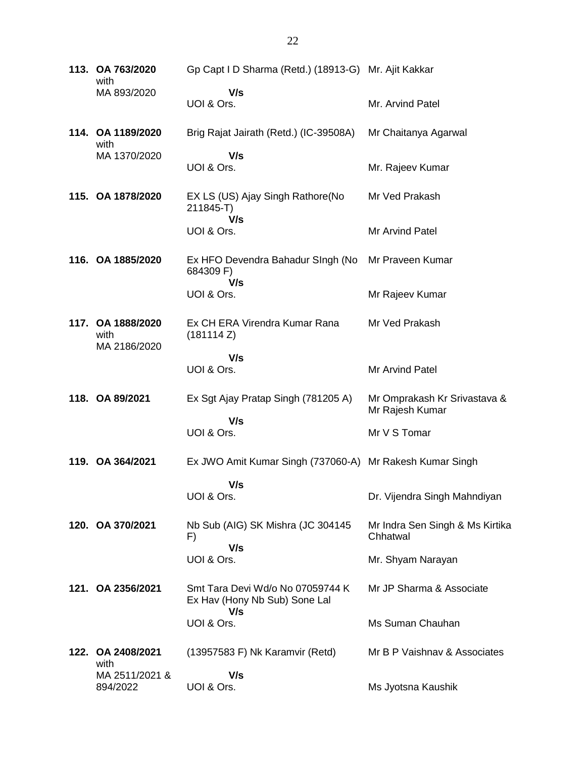| | | | |
|---|---|---|---|
| **113.** | **OA 763/2020** with MA 893/2020 | Gp Capt I D Sharma (Retd.) (18913-G) **V/s** UOI & Ors. | Mr. Ajit Kakkar<br>Mr. Arvind Patel |
| **114.** | **OA 1189/2020** with MA 1370/2020 | Brig Rajat Jairath (Retd.) (IC-39508A) **V/s** UOI & Ors. | Mr Chaitanya Agarwal<br>Mr. Rajeev Kumar |
| **115.** | **OA 1878/2020** | EX LS (US) Ajay Singh Rathore(No 211845-T) **V/s** UOI & Ors. | Mr Ved Prakash<br>Mr Arvind Patel |
| **116.** | **OA 1885/2020** | Ex HFO Devendra Bahadur SIngh (No 684309 F) **V/s** UOI & Ors. | Mr Praveen Kumar<br>Mr Rajeev Kumar |
| **117.** | **OA 1888/2020** with MA 2186/2020 | Ex CH ERA Virendra Kumar Rana (181114 Z) **V/s** UOI & Ors. | Mr Ved Prakash<br>Mr Arvind Patel |
| **118.** | **OA 89/2021** | Ex Sgt Ajay Pratap Singh (781205 A) **V/s** UOI & Ors. | Mr Omprakash Kr Srivastava & Mr Rajesh Kumar<br>Mr V S Tomar |
| **119.** | **OA 364/2021** | Ex JWO Amit Kumar Singh (737060-A) **V/s** UOI & Ors. | Mr Rakesh Kumar Singh<br>Dr. Vijendra Singh Mahndiyan |
| **120.** | **OA 370/2021** | Nb Sub (AIG) SK Mishra (JC 304145 F) **V/s** UOI & Ors. | Mr Indra Sen Singh & Ms Kirtika Chhatwal<br>Mr. Shyam Narayan |
| **121.** | **OA 2356/2021** | Smt Tara Devi Wd/o No 07059744 K Ex Hav (Hony Nb Sub) Sone Lal **V/s** UOI & Ors. | Mr JP Sharma & Associate<br>Ms Suman Chauhan |
| **122.** | **OA 2408/2021** with MA 2511/2021 & 894/2022 | (13957583 F) Nk Karamvir (Retd) **V/s** UOI & Ors. | Mr B P Vaishnav & Associates<br>Ms Jyotsna Kaushik |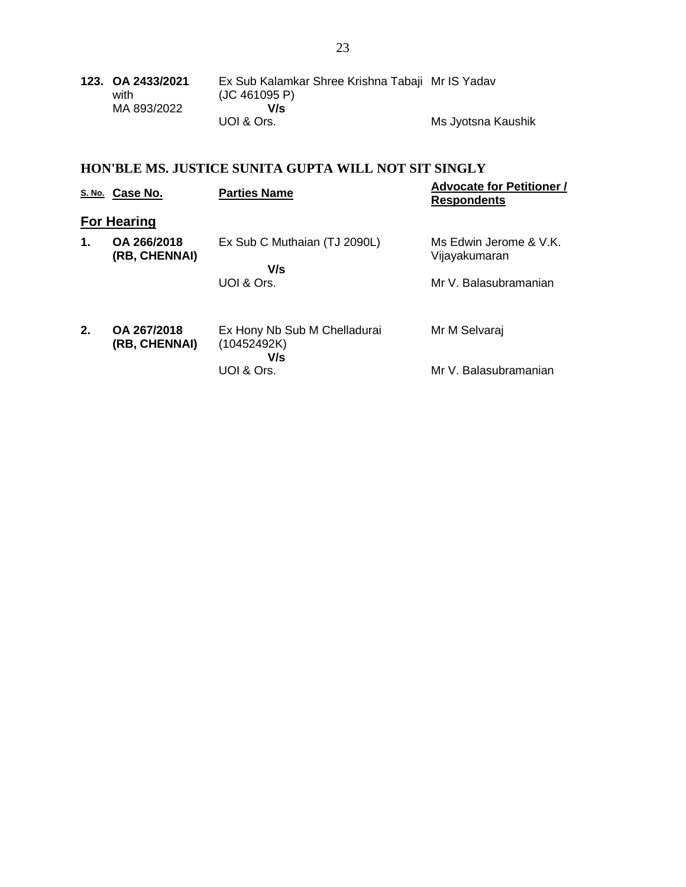| | | | |
|---|---|---|---|
| **123.** | **OA 2433/2021** with MA 893/2022 | Ex Sub Kalamkar Shree Krishna Tabaji (JC 461095 P) **V/s** UOI & Ors. | Mr IS Yadav<br><br>Ms Jyotsna Kaushik |

## HON'BLE MS. JUSTICE SUNITA GUPTA WILL NOT SIT SINGLY

| S. No. | Case No. | Parties Name | Advocate for Petitioner / Respondents |
|---|---|---|---|
| **For Hearing** | | | |
| **1.** | **OA 266/2018 (RB, CHENNAI)** | Ex Sub C Muthaian (TJ 2090L) **V/s** UOI & Ors. | Ms Edwin Jerome & V.K. Vijayakumaran<br><br>Mr V. Balasubramanian |
| **2.** | **OA 267/2018 (RB, CHENNAI)** | Ex Hony Nb Sub M Chelladurai (10452492K) **V/s** UOI & Ors. | Mr M Selvaraj<br><br>Mr V. Balasubramanian |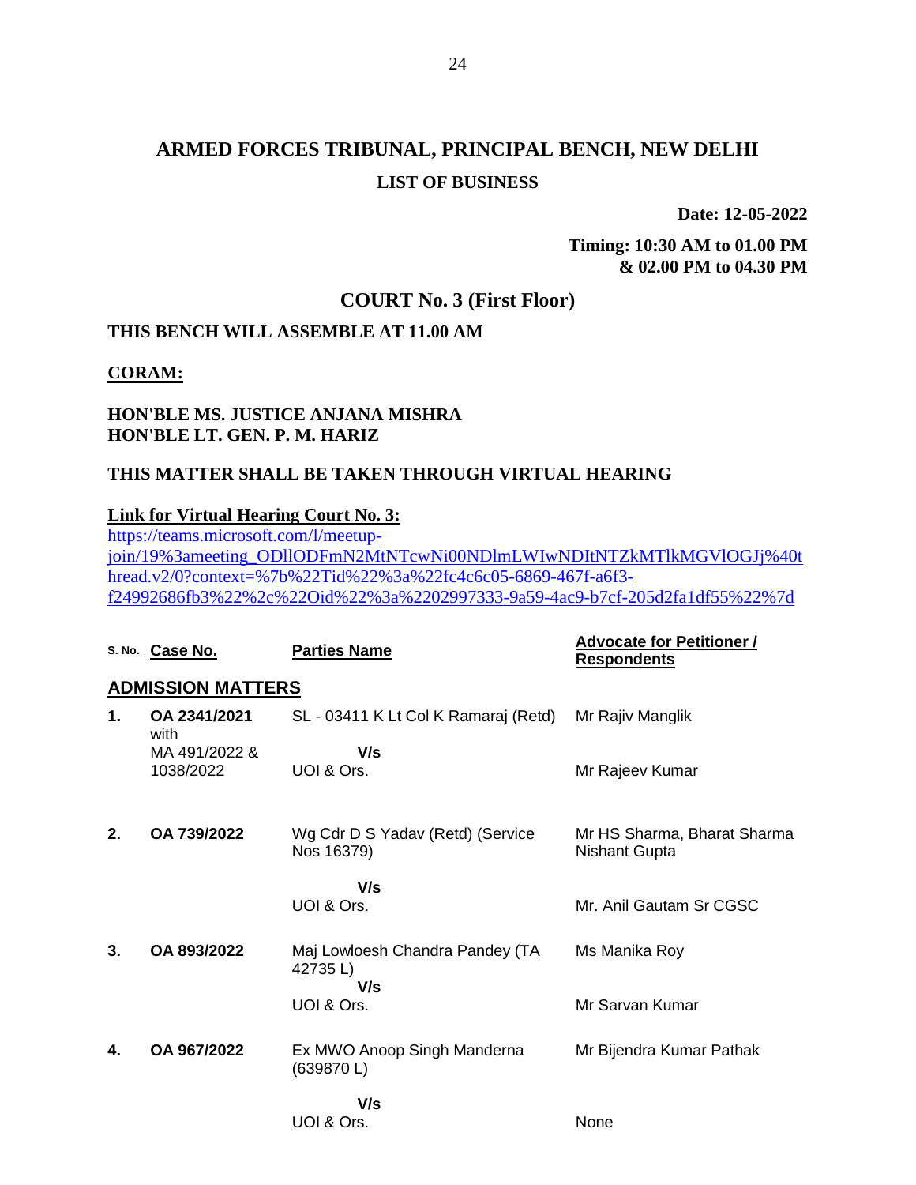# ARMED FORCES TRIBUNAL, PRINCIPAL BENCH, NEW DELHI

## LIST OF BUSINESS

**Date: 12-05-2022**

**Timing: 10:30 AM to 01.00 PM & 02.00 PM to 04.30 PM**

## COURT No. 3 (First Floor)

**THIS BENCH WILL ASSEMBLE AT 11.00 AM**

**CORAM:**

**HON'BLE MS. JUSTICE ANJANA MISHRA**
**HON'BLE LT. GEN. P. M. HARIZ**

**THIS MATTER SHALL BE TAKEN THROUGH VIRTUAL HEARING**

**Link for Virtual Hearing Court No. 3:**
https://teams.microsoft.com/l/meetup-join/19%3ameeting_ODllODFmN2MtNTcwNi00NDlmLWIwNDItNTZkMTlkMGVlOGJj%40thread.v2/0?context=%7b%22Tid%22%3a%22fc4c6c05-6869-467f-a6f3-f24992686fb3%22%2c%22Oid%22%3a%2202997333-9a59-4ac9-b7cf-205d2fa1df55%22%7d

| S. No. | Case No. | Parties Name | Advocate for Petitioner / Respondents |
|---|---|---|---|
| **ADMISSION MATTERS** | | | |
| **1.** | **OA 2341/2021** with MA 491/2022 & 1038/2022 | SL - 03411 K Lt Col K Ramaraj (Retd) V/s UOI & Ors. | Mr Rajiv Manglik / Mr Rajeev Kumar |
| **2.** | **OA 739/2022** | Wg Cdr D S Yadav (Retd) (Service Nos 16379) V/s UOI & Ors. | Mr HS Sharma, Bharat Sharma Nishant Gupta / Mr. Anil Gautam Sr CGSC |
| **3.** | **OA 893/2022** | Maj Lowloesh Chandra Pandey (TA 42735 L) V/s UOI & Ors. | Ms Manika Roy / Mr Sarvan Kumar |
| **4.** | **OA 967/2022** | Ex MWO Anoop Singh Manderna (639870 L) V/s UOI & Ors. | Mr Bijendra Kumar Pathak / None |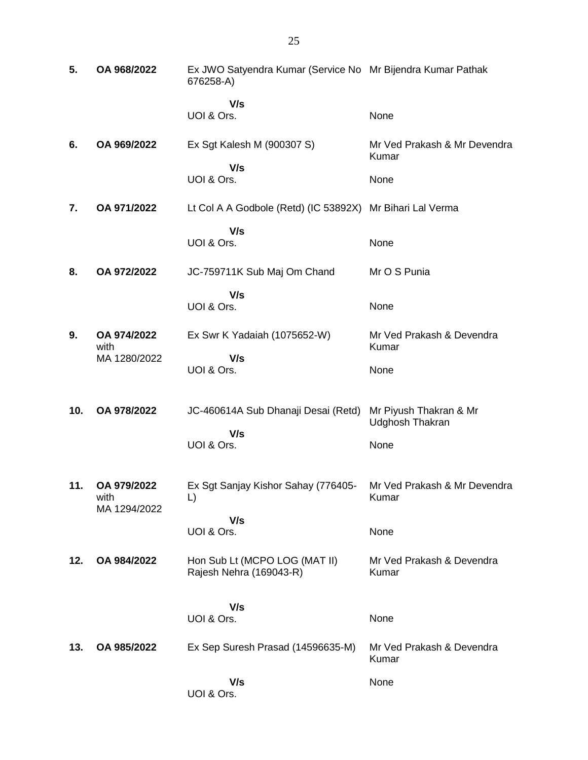| | | | |
|---|---|---|---|
| **5.** | **OA 968/2022** | Ex JWO Satyendra Kumar (Service No 676258-A)<br><br>**V/s**<br>UOI & Ors. | Mr Bijendra Kumar Pathak<br><br><br>None |
| **6.** | **OA 969/2022** | Ex Sgt Kalesh M (900307 S)<br><br>**V/s**<br>UOI & Ors. | Mr Ved Prakash & Mr Devendra Kumar<br><br>None |
| **7.** | **OA 971/2022** | Lt Col A A Godbole (Retd) (IC 53892X)<br><br>**V/s**<br>UOI & Ors. | Mr Bihari Lal Verma<br><br><br>None |
| **8.** | **OA 972/2022** | JC-759711K Sub Maj Om Chand<br><br>**V/s**<br>UOI & Ors. | Mr O S Punia<br><br><br>None |
| **9.** | **OA 974/2022** with MA 1280/2022 | Ex Swr K Yadaiah (1075652-W)<br><br>**V/s**<br>UOI & Ors. | Mr Ved Prakash & Devendra Kumar<br><br>None |
| **10.** | **OA 978/2022** | JC-460614A Sub Dhanaji Desai (Retd)<br><br>**V/s**<br>UOI & Ors. | Mr Piyush Thakran & Mr Udghosh Thakran<br><br>None |
| **11.** | **OA 979/2022** with MA 1294/2022 | Ex Sgt Sanjay Kishor Sahay (776405-L)<br><br>**V/s**<br>UOI & Ors. | Mr Ved Prakash & Mr Devendra Kumar<br><br><br>None |
| **12.** | **OA 984/2022** | Hon Sub Lt (MCPO LOG (MAT II) Rajesh Nehra (169043-R)<br><br>**V/s**<br>UOI & Ors. | Mr Ved Prakash & Devendra Kumar<br><br><br>None |
| **13.** | **OA 985/2022** | Ex Sep Suresh Prasad (14596635-M)<br><br>**V/s**<br>UOI & Ors. | Mr Ved Prakash & Devendra Kumar<br><br>None |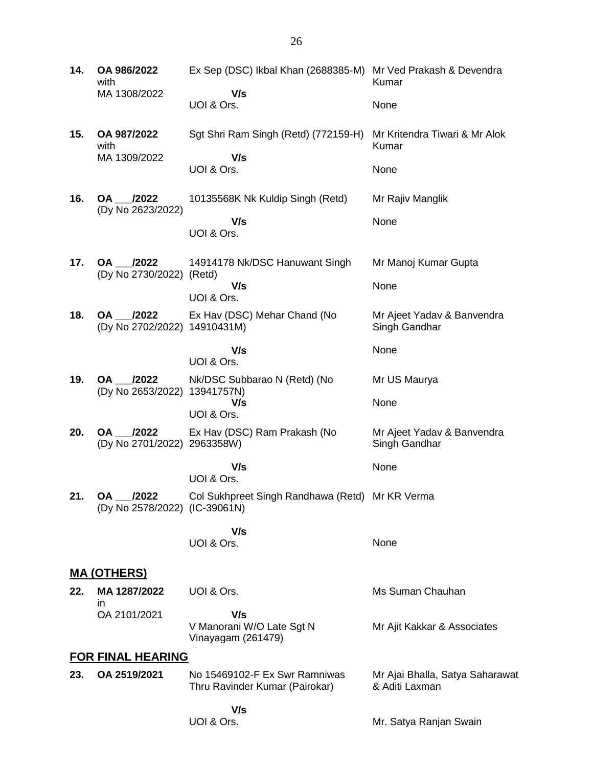| No. | Case | Parties | Counsel |
|---|---|---|---|
| **14.** | **OA 986/2022** with MA 1308/2022 | Ex Sep (DSC) Ikbal Khan (2688385-M) **V/s** UOI & Ors. | Mr Ved Prakash & Devendra Kumar / None |
| **15.** | **OA 987/2022** with MA 1309/2022 | Sgt Shri Ram Singh (Retd) (772159-H) **V/s** UOI & Ors. | Mr Kritendra Tiwari & Mr Alok Kumar / None |
| **16.** | **OA ___/2022** (Dy No 2623/2022) | 10135568K Nk Kuldip Singh (Retd) **V/s** UOI & Ors. | Mr Rajiv Manglik / None |
| **17.** | **OA ___/2022** (Dy No 2730/2022) | 14914178 Nk/DSC Hanuwant Singh (Retd) **V/s** UOI & Ors. | Mr Manoj Kumar Gupta / None |
| **18.** | **OA ___/2022** (Dy No 2702/2022) | Ex Hav (DSC) Mehar Chand (No 14910431M) **V/s** UOI & Ors. | Mr Ajeet Yadav & Banvendra Singh Gandhar / None |
| **19.** | **OA ___/2022** (Dy No 2653/2022) | Nk/DSC Subbarao N (Retd) (No 13941757N) **V/s** UOI & Ors. | Mr US Maurya / None |
| **20.** | **OA ___/2022** (Dy No 2701/2022) | Ex Hav (DSC) Ram Prakash (No 2963358W) **V/s** UOI & Ors. | Mr Ajeet Yadav & Banvendra Singh Gandhar / None |
| **21.** | **OA ___/2022** (Dy No 2578/2022) | Col Sukhpreet Singh Randhawa (Retd) (IC-39061N) **V/s** UOI & Ors. | Mr KR Verma / None |

## MA (OTHERS)

| No. | Case | Parties | Counsel |
|---|---|---|---|
| **22.** | **MA 1287/2022** in OA 2101/2021 | UOI & Ors. **V/s** V Manorani W/O Late Sgt N Vinayagam (261479) | Ms Suman Chauhan / Mr Ajit Kakkar & Associates |

## FOR FINAL HEARING

| No. | Case | Parties | Counsel |
|---|---|---|---|
| **23.** | **OA 2519/2021** | No 15469102-F Ex Swr Ramniwas Thru Ravinder Kumar (Pairokar) **V/s** UOI & Ors. | Mr Ajai Bhalla, Satya Saharawat & Aditi Laxman / Mr. Satya Ranjan Swain |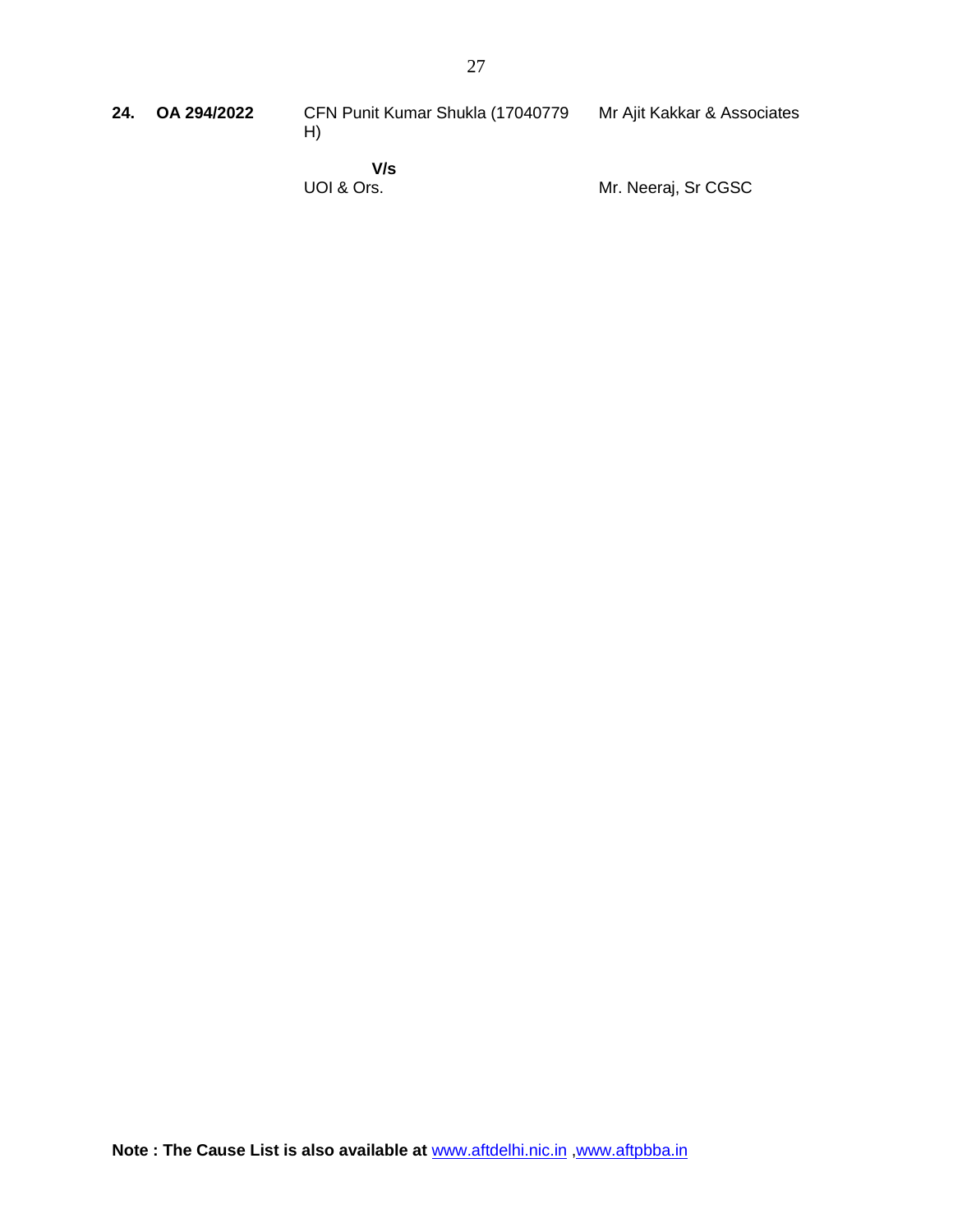| | | | |
|---|---|---|---|
| **24.** | **OA 294/2022** | CFN Punit Kumar Shukla (17040779 H)<br><br>**V/s**<br>UOI & Ors. | Mr Ajit Kakkar & Associates<br><br><br>Mr. Neeraj, Sr CGSC |

**Note : The Cause List is also available at** www.aftdelhi.nic.in ,www.aftpbba.in